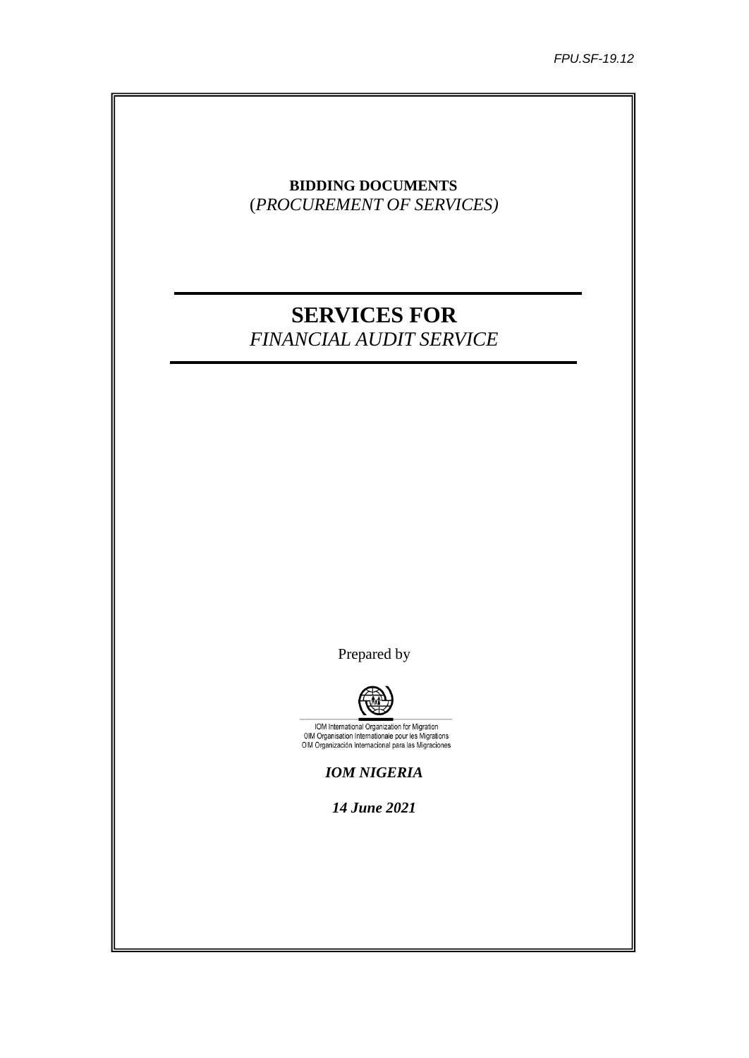FPU.SF-19.12

**BIDDING DOCUMENTS**
(*PROCUREMENT OF SERVICES)*

# SERVICES FOR
*FINANCIAL AUDIT SERVICE*

Prepared by

IOM International Organization for Migration
OIM Organisation Internationale pour les Migrations
OIM Organización Internacional para las Migraciones

***IOM NIGERIA***

***14 June 2021***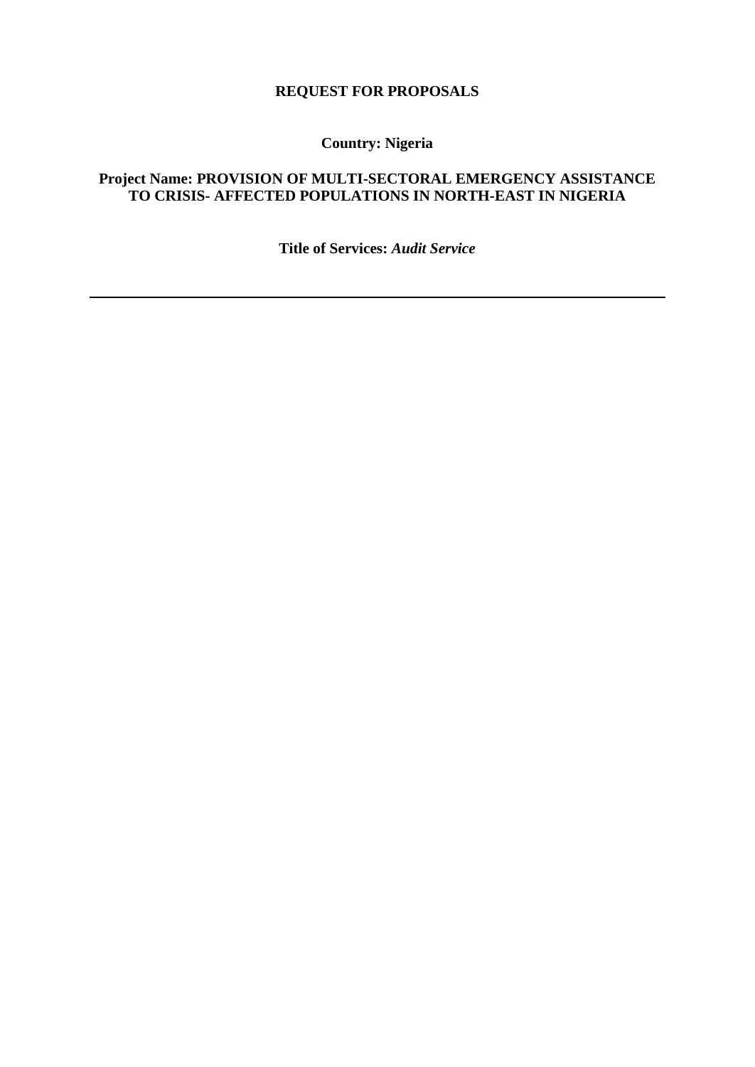**REQUEST FOR PROPOSALS**

**Country: Nigeria**

**Project Name: PROVISION OF MULTI-SECTORAL EMERGENCY ASSISTANCE TO CRISIS- AFFECTED POPULATIONS IN NORTH-EAST IN NIGERIA**

**Title of Services:** ***Audit Service***

---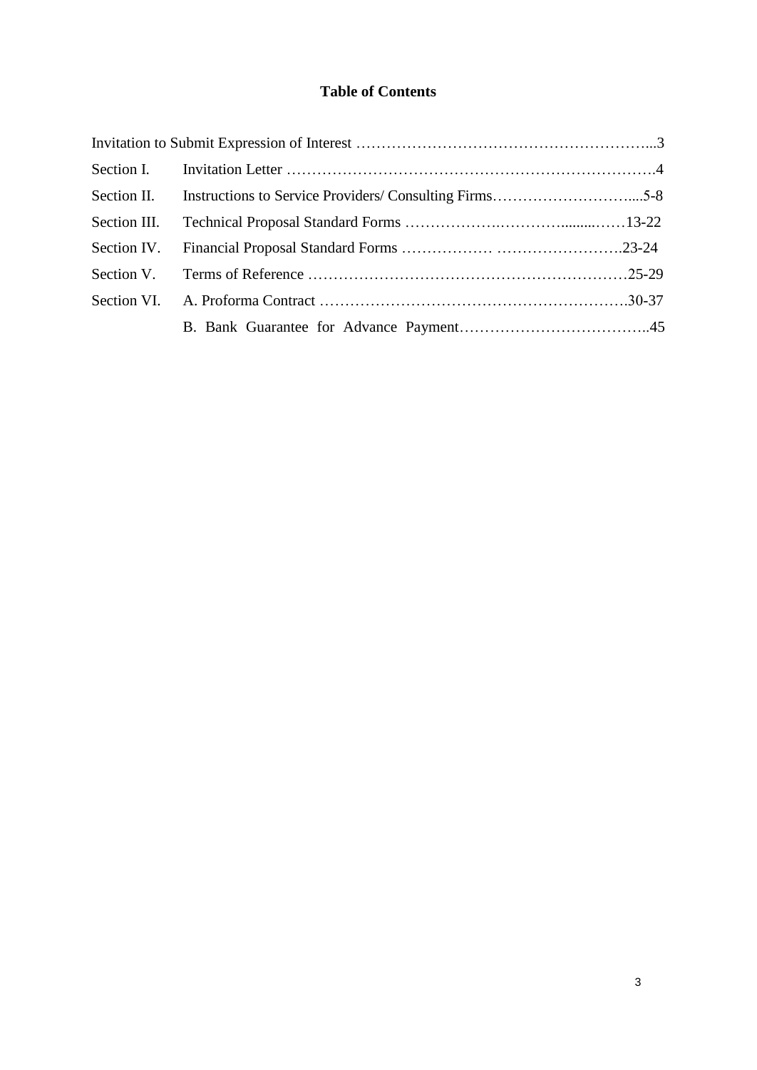# Table of Contents

| | | |
|---|---|---|
| Invitation to Submit Expression of Interest | | 3 |
| Section I. | Invitation Letter | 4 |
| Section II. | Instructions to Service Providers/ Consulting Firms | 5-8 |
| Section III. | Technical Proposal Standard Forms | 13-22 |
| Section IV. | Financial Proposal Standard Forms | 23-24 |
| Section V. | Terms of Reference | 25-29 |
| Section VI. | A. Proforma Contract | 30-37 |
| | B. Bank Guarantee for Advance Payment | 45 |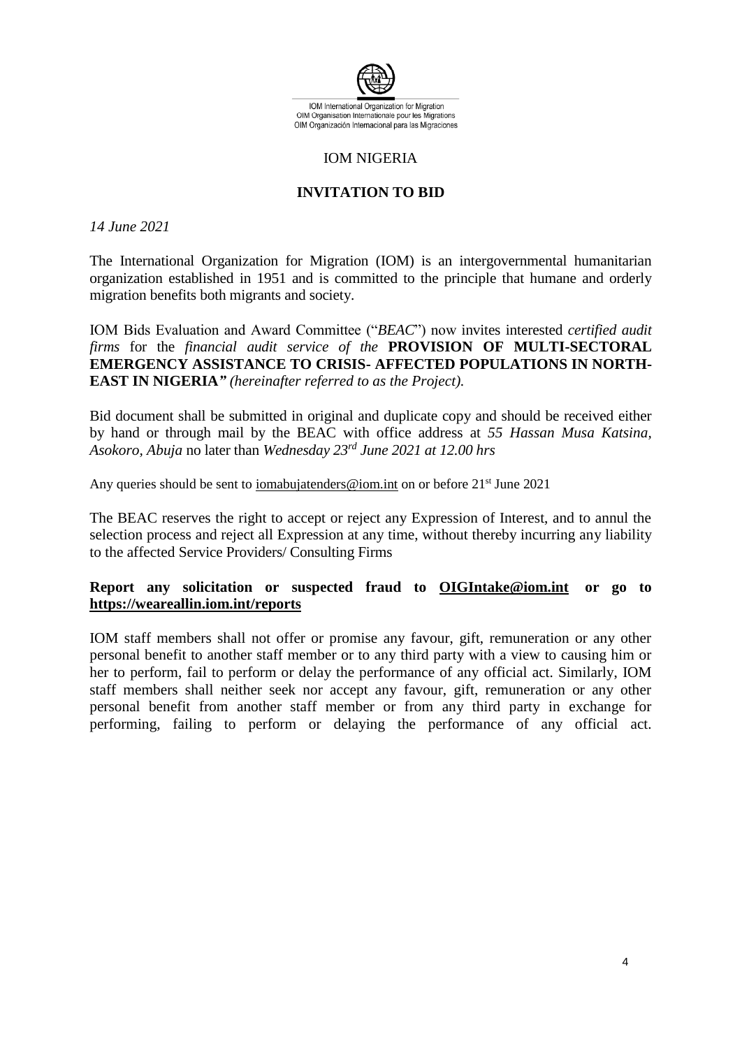IOM International Organization for Migration
OIM Organisation Internationale pour les Migrations
OIM Organización Internacional para las Migraciones

## IOM NIGERIA

## INVITATION TO BID

*14 June 2021*

The International Organization for Migration (IOM) is an intergovernmental humanitarian organization established in 1951 and is committed to the principle that humane and orderly migration benefits both migrants and society.

IOM Bids Evaluation and Award Committee ("*BEAC*") now invites interested *certified audit firms* for the *financial audit service of the* **PROVISION OF MULTI-SECTORAL EMERGENCY ASSISTANCE TO CRISIS- AFFECTED POPULATIONS IN NORTH-EAST IN NIGERIA*"*** *(hereinafter referred to as the Project).*

Bid document shall be submitted in original and duplicate copy and should be received either by hand or through mail by the BEAC with office address at *55 Hassan Musa Katsina, Asokoro, Abuja* no later than *Wednesday 23rd June 2021 at 12.00 hrs*

Any queries should be sent to iomabujatenders@iom.int on or before 21st June 2021

The BEAC reserves the right to accept or reject any Expression of Interest, and to annul the selection process and reject all Expression at any time, without thereby incurring any liability to the affected Service Providers/ Consulting Firms

**Report any solicitation or suspected fraud to OIGIntake@iom.int or go to https://weareallin.iom.int/reports**

IOM staff members shall not offer or promise any favour, gift, remuneration or any other personal benefit to another staff member or to any third party with a view to causing him or her to perform, fail to perform or delay the performance of any official act. Similarly, IOM staff members shall neither seek nor accept any favour, gift, remuneration or any other personal benefit from another staff member or from any third party in exchange for performing, failing to perform or delaying the performance of any official act.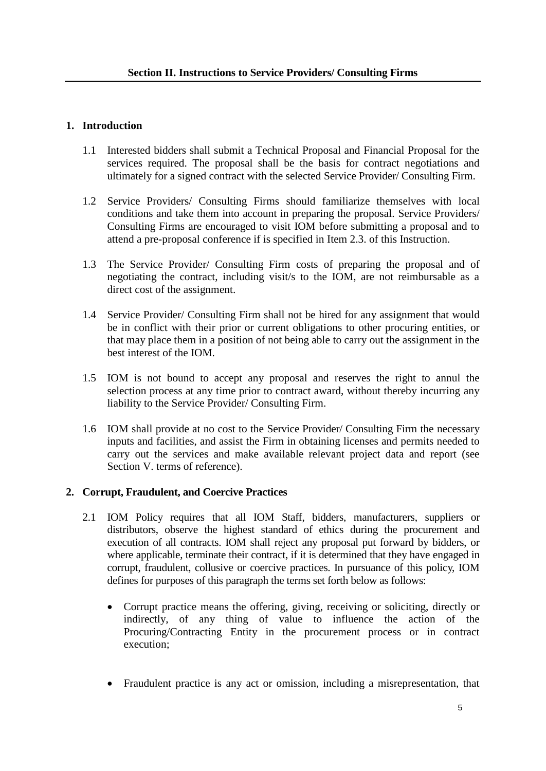## Section II. Instructions to Service Providers/ Consulting Firms

### 1. Introduction

1.1 Interested bidders shall submit a Technical Proposal and Financial Proposal for the services required. The proposal shall be the basis for contract negotiations and ultimately for a signed contract with the selected Service Provider/ Consulting Firm.

1.2 Service Providers/ Consulting Firms should familiarize themselves with local conditions and take them into account in preparing the proposal. Service Providers/ Consulting Firms are encouraged to visit IOM before submitting a proposal and to attend a pre-proposal conference if is specified in Item 2.3. of this Instruction.

1.3 The Service Provider/ Consulting Firm costs of preparing the proposal and of negotiating the contract, including visit/s to the IOM, are not reimbursable as a direct cost of the assignment.

1.4 Service Provider/ Consulting Firm shall not be hired for any assignment that would be in conflict with their prior or current obligations to other procuring entities, or that may place them in a position of not being able to carry out the assignment in the best interest of the IOM.

1.5 IOM is not bound to accept any proposal and reserves the right to annul the selection process at any time prior to contract award, without thereby incurring any liability to the Service Provider/ Consulting Firm.

1.6 IOM shall provide at no cost to the Service Provider/ Consulting Firm the necessary inputs and facilities, and assist the Firm in obtaining licenses and permits needed to carry out the services and make available relevant project data and report (see Section V. terms of reference).

### 2. Corrupt, Fraudulent, and Coercive Practices

2.1 IOM Policy requires that all IOM Staff, bidders, manufacturers, suppliers or distributors, observe the highest standard of ethics during the procurement and execution of all contracts. IOM shall reject any proposal put forward by bidders, or where applicable, terminate their contract, if it is determined that they have engaged in corrupt, fraudulent, collusive or coercive practices. In pursuance of this policy, IOM defines for purposes of this paragraph the terms set forth below as follows:

- Corrupt practice means the offering, giving, receiving or soliciting, directly or indirectly, of any thing of value to influence the action of the Procuring/Contracting Entity in the procurement process or in contract execution;

- Fraudulent practice is any act or omission, including a misrepresentation, that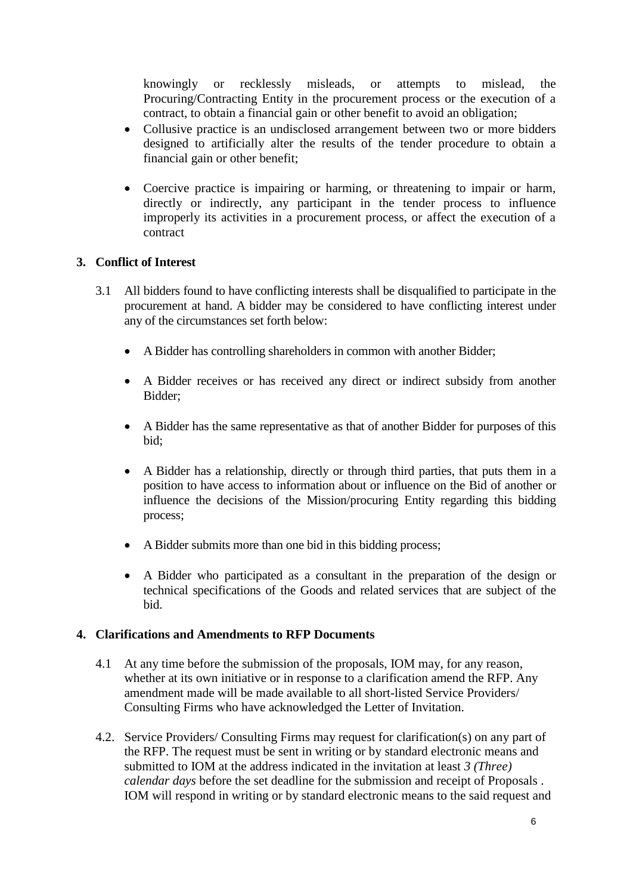knowingly or recklessly misleads, or attempts to mislead, the Procuring/Contracting Entity in the procurement process or the execution of a contract, to obtain a financial gain or other benefit to avoid an obligation;

- Collusive practice is an undisclosed arrangement between two or more bidders designed to artificially alter the results of the tender procedure to obtain a financial gain or other benefit;
- Coercive practice is impairing or harming, or threatening to impair or harm, directly or indirectly, any participant in the tender process to influence improperly its activities in a procurement process, or affect the execution of a contract

## 3. Conflict of Interest

3.1 All bidders found to have conflicting interests shall be disqualified to participate in the procurement at hand. A bidder may be considered to have conflicting interest under any of the circumstances set forth below:

- A Bidder has controlling shareholders in common with another Bidder;
- A Bidder receives or has received any direct or indirect subsidy from another Bidder;
- A Bidder has the same representative as that of another Bidder for purposes of this bid;
- A Bidder has a relationship, directly or through third parties, that puts them in a position to have access to information about or influence on the Bid of another or influence the decisions of the Mission/procuring Entity regarding this bidding process;
- A Bidder submits more than one bid in this bidding process;
- A Bidder who participated as a consultant in the preparation of the design or technical specifications of the Goods and related services that are subject of the bid.

## 4. Clarifications and Amendments to RFP Documents

4.1 At any time before the submission of the proposals, IOM may, for any reason, whether at its own initiative or in response to a clarification amend the RFP. Any amendment made will be made available to all short-listed Service Providers/ Consulting Firms who have acknowledged the Letter of Invitation.

4.2. Service Providers/ Consulting Firms may request for clarification(s) on any part of the RFP. The request must be sent in writing or by standard electronic means and submitted to IOM at the address indicated in the invitation at least *3 (Three) calendar days* before the set deadline for the submission and receipt of Proposals . IOM will respond in writing or by standard electronic means to the said request and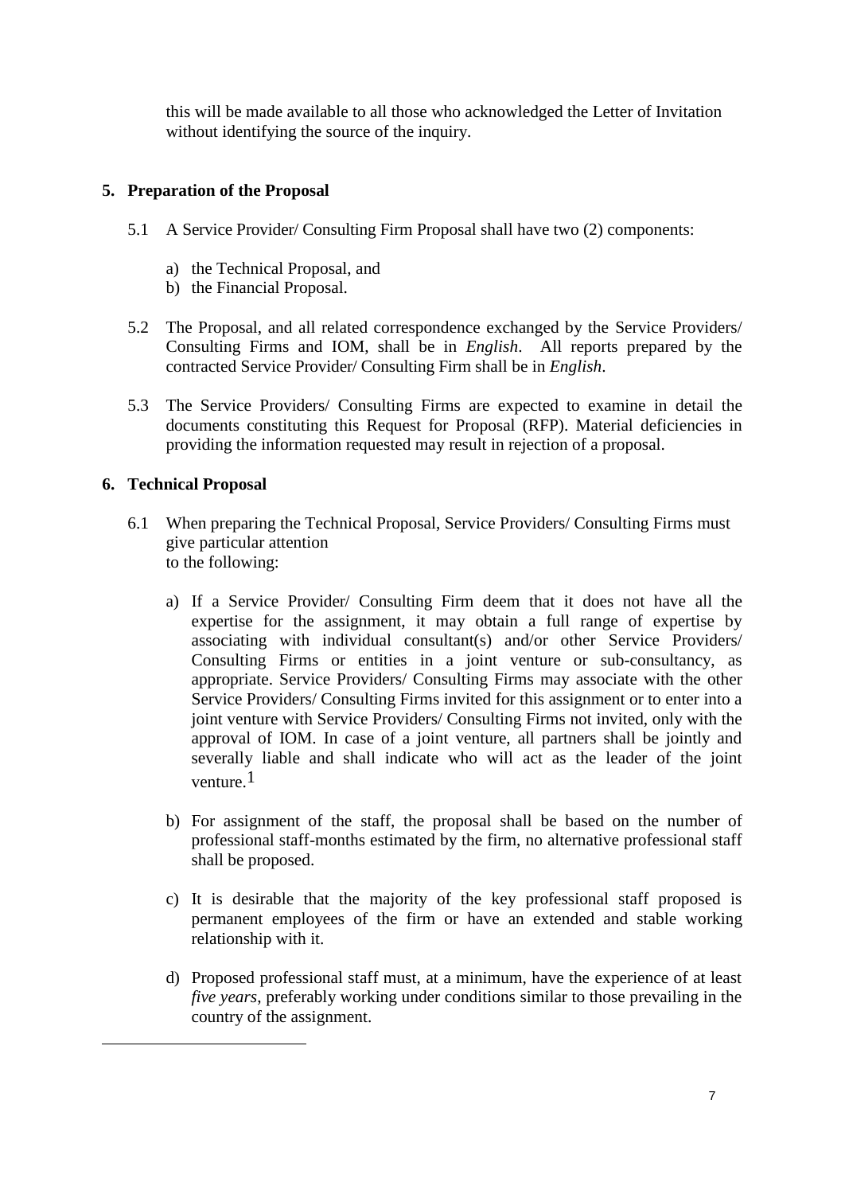this will be made available to all those who acknowledged the Letter of Invitation without identifying the source of the inquiry.

## 5. Preparation of the Proposal

5.1 A Service Provider/ Consulting Firm Proposal shall have two (2) components:

a) the Technical Proposal, and
b) the Financial Proposal.

5.2 The Proposal, and all related correspondence exchanged by the Service Providers/ Consulting Firms and IOM, shall be in *English*. All reports prepared by the contracted Service Provider/ Consulting Firm shall be in *English*.

5.3 The Service Providers/ Consulting Firms are expected to examine in detail the documents constituting this Request for Proposal (RFP). Material deficiencies in providing the information requested may result in rejection of a proposal.

## 6. Technical Proposal

6.1 When preparing the Technical Proposal, Service Providers/ Consulting Firms must give particular attention to the following:

a) If a Service Provider/ Consulting Firm deem that it does not have all the expertise for the assignment, it may obtain a full range of expertise by associating with individual consultant(s) and/or other Service Providers/ Consulting Firms or entities in a joint venture or sub-consultancy, as appropriate. Service Providers/ Consulting Firms may associate with the other Service Providers/ Consulting Firms invited for this assignment or to enter into a joint venture with Service Providers/ Consulting Firms not invited, only with the approval of IOM. In case of a joint venture, all partners shall be jointly and severally liable and shall indicate who will act as the leader of the joint venture.[1]

b) For assignment of the staff, the proposal shall be based on the number of professional staff-months estimated by the firm, no alternative professional staff shall be proposed.

c) It is desirable that the majority of the key professional staff proposed is permanent employees of the firm or have an extended and stable working relationship with it.

d) Proposed professional staff must, at a minimum, have the experience of at least *five years*, preferably working under conditions similar to those prevailing in the country of the assignment.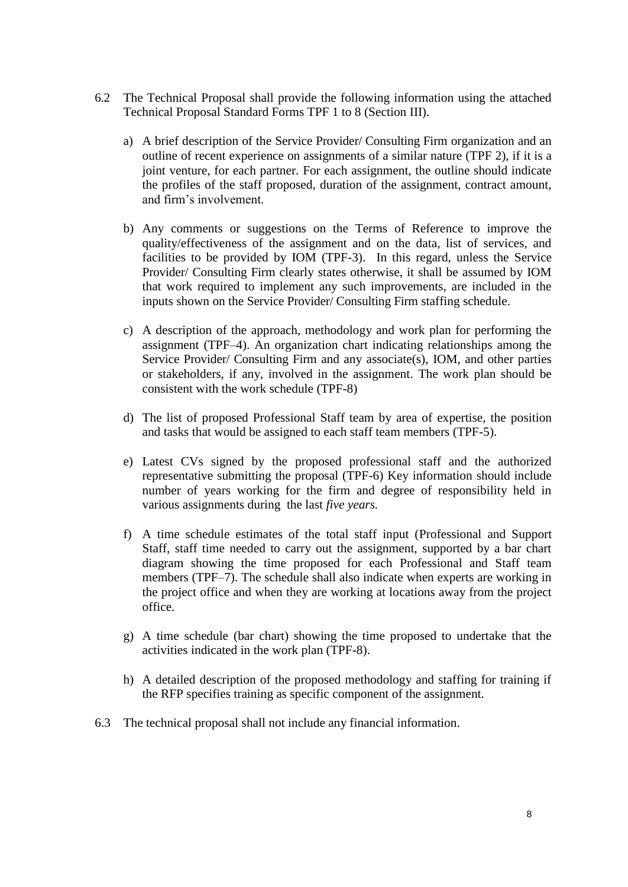6.2 The Technical Proposal shall provide the following information using the attached Technical Proposal Standard Forms TPF 1 to 8 (Section III).

a) A brief description of the Service Provider/ Consulting Firm organization and an outline of recent experience on assignments of a similar nature (TPF 2), if it is a joint venture, for each partner. For each assignment, the outline should indicate the profiles of the staff proposed, duration of the assignment, contract amount, and firm's involvement.

b) Any comments or suggestions on the Terms of Reference to improve the quality/effectiveness of the assignment and on the data, list of services, and facilities to be provided by IOM (TPF-3). In this regard, unless the Service Provider/ Consulting Firm clearly states otherwise, it shall be assumed by IOM that work required to implement any such improvements, are included in the inputs shown on the Service Provider/ Consulting Firm staffing schedule.

c) A description of the approach, methodology and work plan for performing the assignment (TPF–4). An organization chart indicating relationships among the Service Provider/ Consulting Firm and any associate(s), IOM, and other parties or stakeholders, if any, involved in the assignment. The work plan should be consistent with the work schedule (TPF-8)

d) The list of proposed Professional Staff team by area of expertise, the position and tasks that would be assigned to each staff team members (TPF-5).

e) Latest CVs signed by the proposed professional staff and the authorized representative submitting the proposal (TPF-6) Key information should include number of years working for the firm and degree of responsibility held in various assignments during the last *five years.*

f) A time schedule estimates of the total staff input (Professional and Support Staff, staff time needed to carry out the assignment, supported by a bar chart diagram showing the time proposed for each Professional and Staff team members (TPF–7). The schedule shall also indicate when experts are working in the project office and when they are working at locations away from the project office.

g) A time schedule (bar chart) showing the time proposed to undertake that the activities indicated in the work plan (TPF-8).

h) A detailed description of the proposed methodology and staffing for training if the RFP specifies training as specific component of the assignment.

6.3 The technical proposal shall not include any financial information.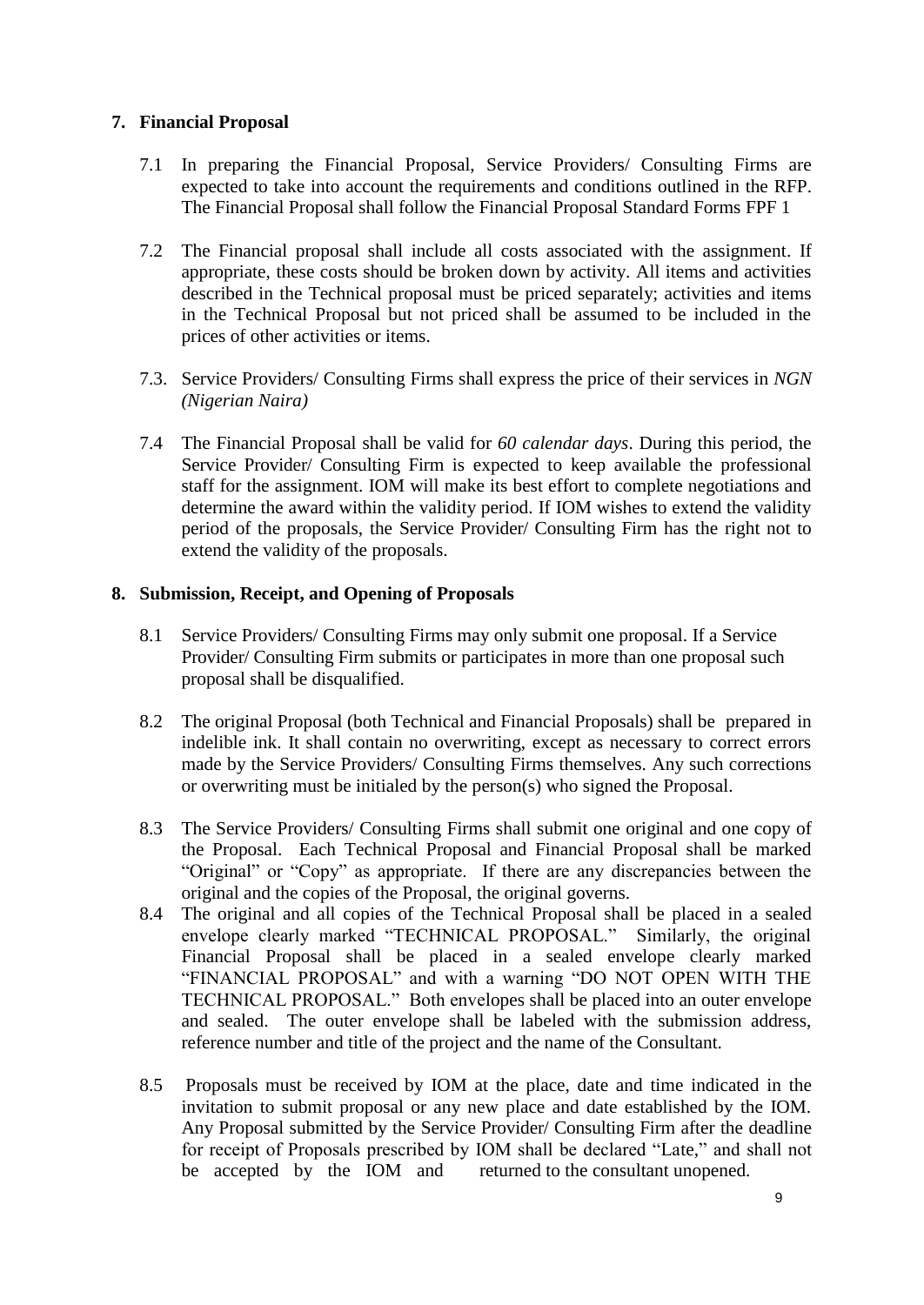## 7. Financial Proposal

7.1 In preparing the Financial Proposal, Service Providers/ Consulting Firms are expected to take into account the requirements and conditions outlined in the RFP. The Financial Proposal shall follow the Financial Proposal Standard Forms FPF 1

7.2 The Financial proposal shall include all costs associated with the assignment. If appropriate, these costs should be broken down by activity. All items and activities described in the Technical proposal must be priced separately; activities and items in the Technical Proposal but not priced shall be assumed to be included in the prices of other activities or items.

7.3. Service Providers/ Consulting Firms shall express the price of their services in *NGN (Nigerian Naira)*

7.4 The Financial Proposal shall be valid for *60 calendar days*. During this period, the Service Provider/ Consulting Firm is expected to keep available the professional staff for the assignment. IOM will make its best effort to complete negotiations and determine the award within the validity period. If IOM wishes to extend the validity period of the proposals, the Service Provider/ Consulting Firm has the right not to extend the validity of the proposals.

## 8. Submission, Receipt, and Opening of Proposals

8.1 Service Providers/ Consulting Firms may only submit one proposal. If a Service Provider/ Consulting Firm submits or participates in more than one proposal such proposal shall be disqualified.

8.2 The original Proposal (both Technical and Financial Proposals) shall be prepared in indelible ink. It shall contain no overwriting, except as necessary to correct errors made by the Service Providers/ Consulting Firms themselves. Any such corrections or overwriting must be initialed by the person(s) who signed the Proposal.

8.3 The Service Providers/ Consulting Firms shall submit one original and one copy of the Proposal. Each Technical Proposal and Financial Proposal shall be marked "Original" or "Copy" as appropriate. If there are any discrepancies between the original and the copies of the Proposal, the original governs.

8.4 The original and all copies of the Technical Proposal shall be placed in a sealed envelope clearly marked "TECHNICAL PROPOSAL." Similarly, the original Financial Proposal shall be placed in a sealed envelope clearly marked "FINANCIAL PROPOSAL" and with a warning "DO NOT OPEN WITH THE TECHNICAL PROPOSAL." Both envelopes shall be placed into an outer envelope and sealed. The outer envelope shall be labeled with the submission address, reference number and title of the project and the name of the Consultant.

8.5 Proposals must be received by IOM at the place, date and time indicated in the invitation to submit proposal or any new place and date established by the IOM. Any Proposal submitted by the Service Provider/ Consulting Firm after the deadline for receipt of Proposals prescribed by IOM shall be declared "Late," and shall not be accepted by the IOM and returned to the consultant unopened.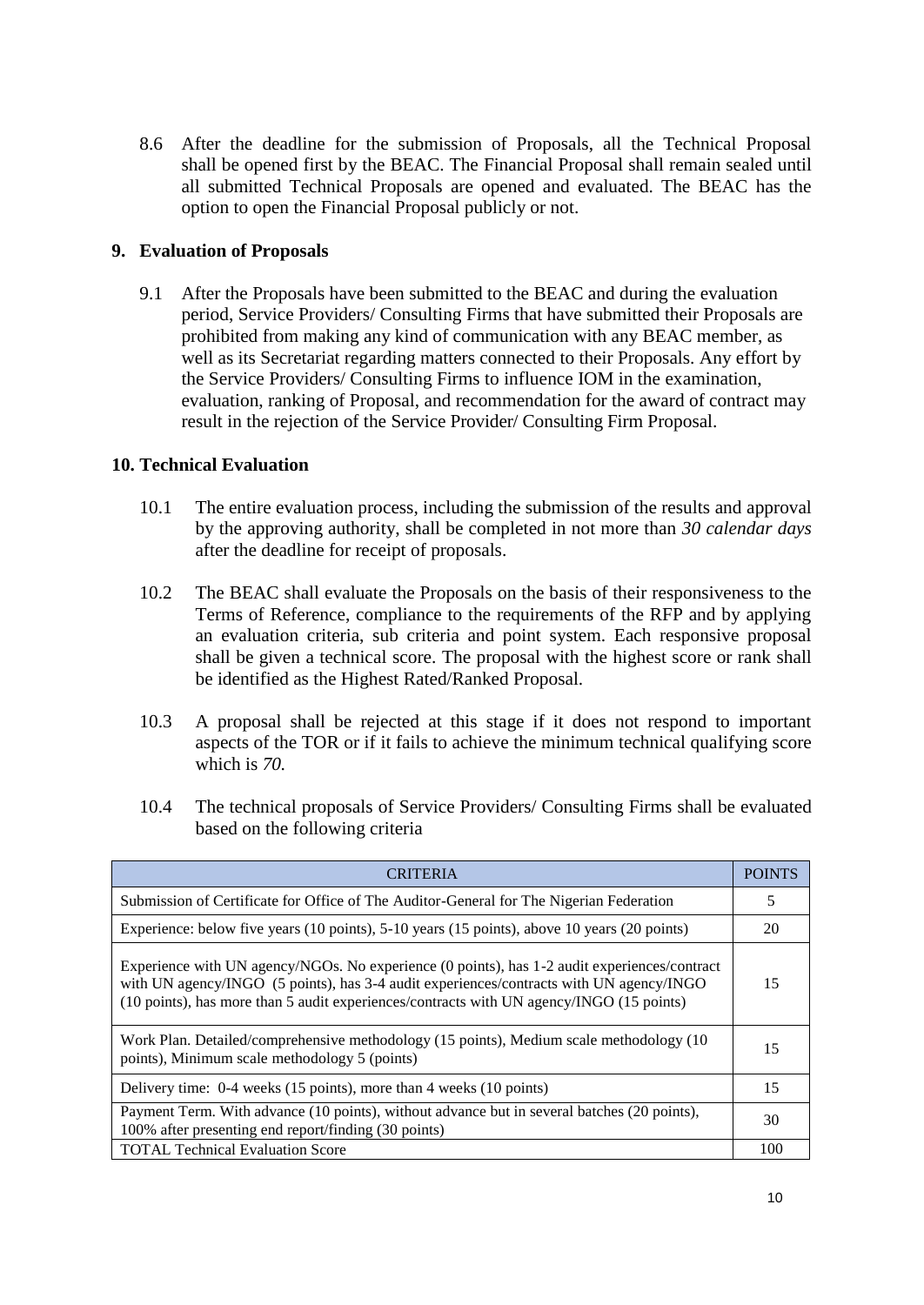8.6 After the deadline for the submission of Proposals, all the Technical Proposal shall be opened first by the BEAC. The Financial Proposal shall remain sealed until all submitted Technical Proposals are opened and evaluated. The BEAC has the option to open the Financial Proposal publicly or not.

## 9. Evaluation of Proposals

9.1 After the Proposals have been submitted to the BEAC and during the evaluation period, Service Providers/ Consulting Firms that have submitted their Proposals are prohibited from making any kind of communication with any BEAC member, as well as its Secretariat regarding matters connected to their Proposals. Any effort by the Service Providers/ Consulting Firms to influence IOM in the examination, evaluation, ranking of Proposal, and recommendation for the award of contract may result in the rejection of the Service Provider/ Consulting Firm Proposal.

## 10. Technical Evaluation

10.1 The entire evaluation process, including the submission of the results and approval by the approving authority, shall be completed in not more than *30 calendar days* after the deadline for receipt of proposals.

10.2 The BEAC shall evaluate the Proposals on the basis of their responsiveness to the Terms of Reference, compliance to the requirements of the RFP and by applying an evaluation criteria, sub criteria and point system. Each responsive proposal shall be given a technical score. The proposal with the highest score or rank shall be identified as the Highest Rated/Ranked Proposal.

10.3 A proposal shall be rejected at this stage if it does not respond to important aspects of the TOR or if it fails to achieve the minimum technical qualifying score which is *70.*

10.4 The technical proposals of Service Providers/ Consulting Firms shall be evaluated based on the following criteria

| CRITERIA | POINTS |
|---|---|
| Submission of Certificate for Office of The Auditor-General for The Nigerian Federation | 5 |
| Experience: below five years (10 points), 5-10 years (15 points), above 10 years (20 points) | 20 |
| Experience with UN agency/NGOs. No experience (0 points), has 1-2 audit experiences/contract with UN agency/INGO (5 points), has 3-4 audit experiences/contracts with UN agency/INGO (10 points), has more than 5 audit experiences/contracts with UN agency/INGO (15 points) | 15 |
| Work Plan. Detailed/comprehensive methodology (15 points), Medium scale methodology (10 points), Minimum scale methodology 5 (points) | 15 |
| Delivery time: 0-4 weeks (15 points), more than 4 weeks (10 points) | 15 |
| Payment Term. With advance (10 points), without advance but in several batches (20 points), 100% after presenting end report/finding (30 points) | 30 |
| TOTAL Technical Evaluation Score | 100 |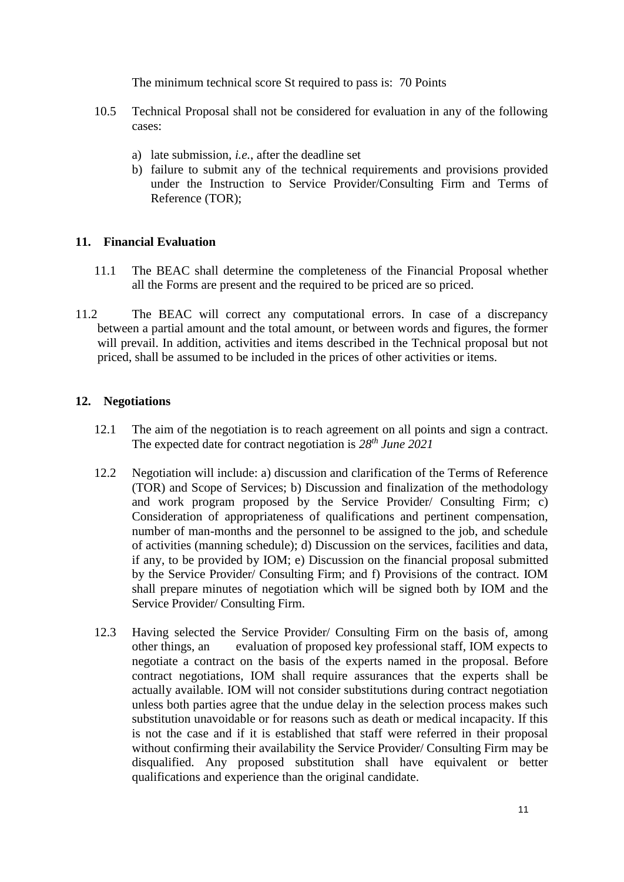The minimum technical score St required to pass is: 70 Points

10.5 Technical Proposal shall not be considered for evaluation in any of the following cases:

a) late submission, *i.e.*, after the deadline set
b) failure to submit any of the technical requirements and provisions provided under the Instruction to Service Provider/Consulting Firm and Terms of Reference (TOR);

## 11. Financial Evaluation

11.1 The BEAC shall determine the completeness of the Financial Proposal whether all the Forms are present and the required to be priced are so priced.

11.2 The BEAC will correct any computational errors. In case of a discrepancy between a partial amount and the total amount, or between words and figures, the former will prevail. In addition, activities and items described in the Technical proposal but not priced, shall be assumed to be included in the prices of other activities or items.

## 12. Negotiations

12.1 The aim of the negotiation is to reach agreement on all points and sign a contract. The expected date for contract negotiation is *28th June 2021*

12.2 Negotiation will include: a) discussion and clarification of the Terms of Reference (TOR) and Scope of Services; b) Discussion and finalization of the methodology and work program proposed by the Service Provider/ Consulting Firm; c) Consideration of appropriateness of qualifications and pertinent compensation, number of man-months and the personnel to be assigned to the job, and schedule of activities (manning schedule); d) Discussion on the services, facilities and data, if any, to be provided by IOM; e) Discussion on the financial proposal submitted by the Service Provider/ Consulting Firm; and f) Provisions of the contract. IOM shall prepare minutes of negotiation which will be signed both by IOM and the Service Provider/ Consulting Firm.

12.3 Having selected the Service Provider/ Consulting Firm on the basis of, among other things, an evaluation of proposed key professional staff, IOM expects to negotiate a contract on the basis of the experts named in the proposal. Before contract negotiations, IOM shall require assurances that the experts shall be actually available. IOM will not consider substitutions during contract negotiation unless both parties agree that the undue delay in the selection process makes such substitution unavoidable or for reasons such as death or medical incapacity. If this is not the case and if it is established that staff were referred in their proposal without confirming their availability the Service Provider/ Consulting Firm may be disqualified. Any proposed substitution shall have equivalent or better qualifications and experience than the original candidate.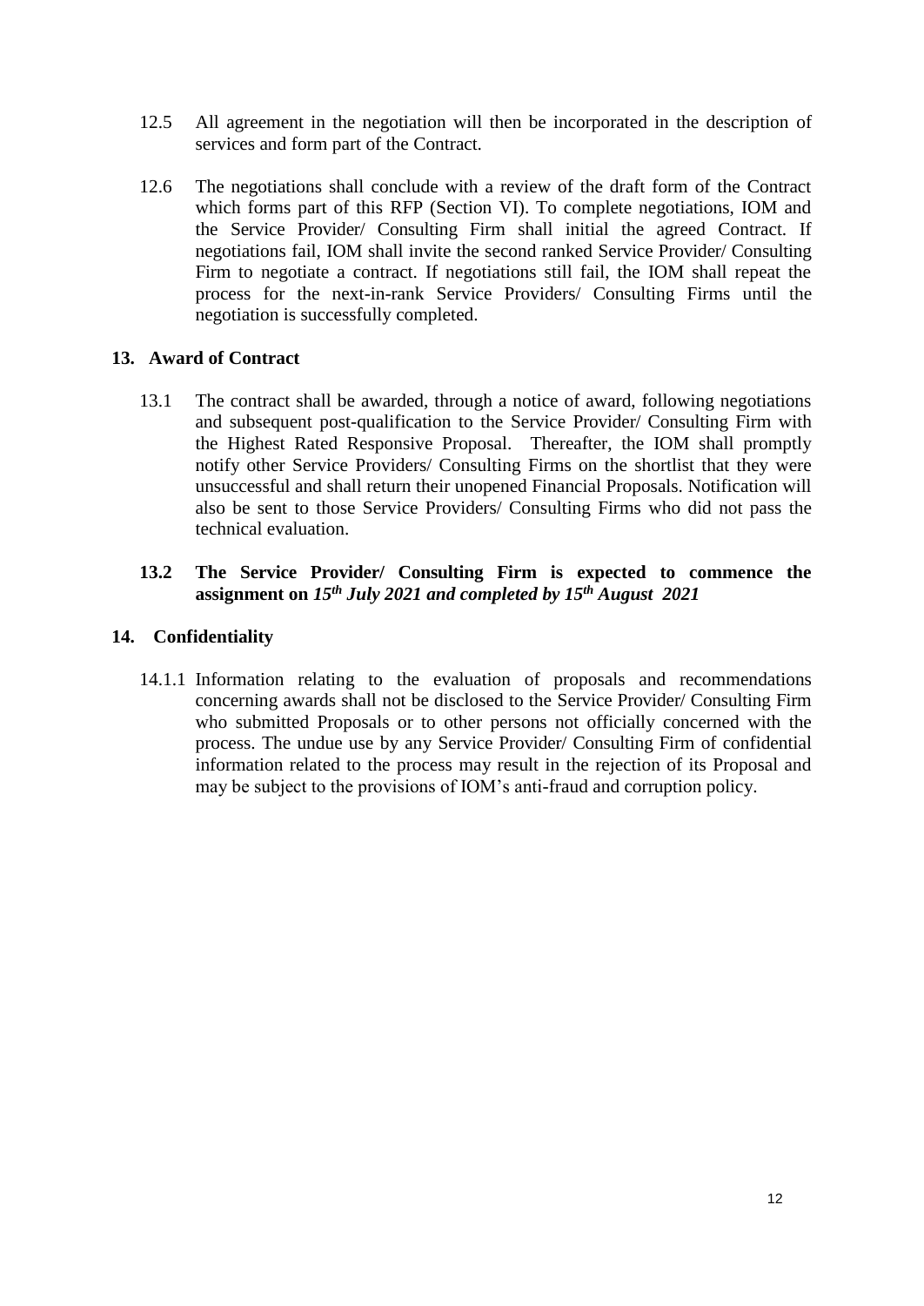12.5 All agreement in the negotiation will then be incorporated in the description of services and form part of the Contract.

12.6 The negotiations shall conclude with a review of the draft form of the Contract which forms part of this RFP (Section VI). To complete negotiations, IOM and the Service Provider/ Consulting Firm shall initial the agreed Contract. If negotiations fail, IOM shall invite the second ranked Service Provider/ Consulting Firm to negotiate a contract. If negotiations still fail, the IOM shall repeat the process for the next-in-rank Service Providers/ Consulting Firms until the negotiation is successfully completed.

## 13. Award of Contract

13.1 The contract shall be awarded, through a notice of award, following negotiations and subsequent post-qualification to the Service Provider/ Consulting Firm with the Highest Rated Responsive Proposal. Thereafter, the IOM shall promptly notify other Service Providers/ Consulting Firms on the shortlist that they were unsuccessful and shall return their unopened Financial Proposals. Notification will also be sent to those Service Providers/ Consulting Firms who did not pass the technical evaluation.

**13.2 The Service Provider/ Consulting Firm is expected to commence the assignment on *15th July 2021 and completed by 15th August 2021***

## 14. Confidentiality

14.1.1 Information relating to the evaluation of proposals and recommendations concerning awards shall not be disclosed to the Service Provider/ Consulting Firm who submitted Proposals or to other persons not officially concerned with the process. The undue use by any Service Provider/ Consulting Firm of confidential information related to the process may result in the rejection of its Proposal and may be subject to the provisions of IOM's anti-fraud and corruption policy.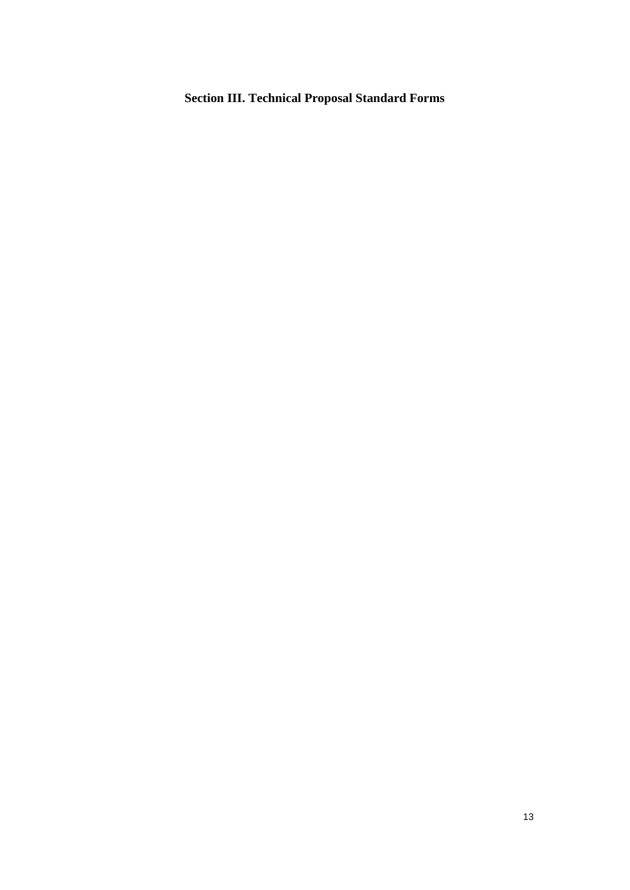# Section III. Technical Proposal Standard Forms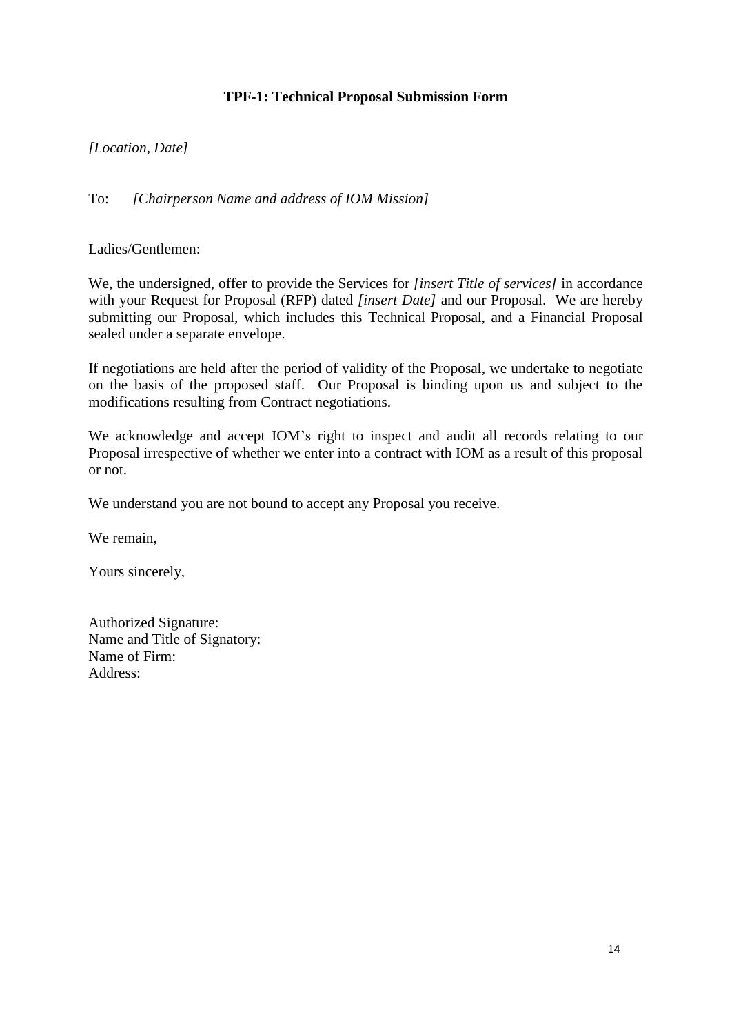**TPF-1: Technical Proposal Submission Form**

*[Location, Date]*

To: *[Chairperson Name and address of IOM Mission]*

Ladies/Gentlemen:

We, the undersigned, offer to provide the Services for *[insert Title of services]* in accordance with your Request for Proposal (RFP) dated *[insert Date]* and our Proposal. We are hereby submitting our Proposal, which includes this Technical Proposal, and a Financial Proposal sealed under a separate envelope.

If negotiations are held after the period of validity of the Proposal, we undertake to negotiate on the basis of the proposed staff. Our Proposal is binding upon us and subject to the modifications resulting from Contract negotiations.

We acknowledge and accept IOM's right to inspect and audit all records relating to our Proposal irrespective of whether we enter into a contract with IOM as a result of this proposal or not.

We understand you are not bound to accept any Proposal you receive.

We remain,

Yours sincerely,

Authorized Signature:
Name and Title of Signatory:
Name of Firm:
Address: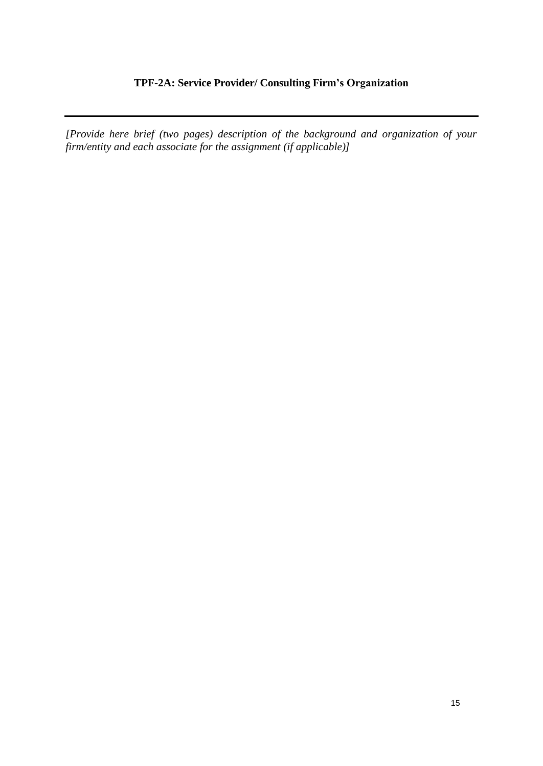## TPF-2A: Service Provider/ Consulting Firm's Organization

---

*[Provide here brief (two pages) description of the background and organization of your firm/entity and each associate for the assignment (if applicable)]*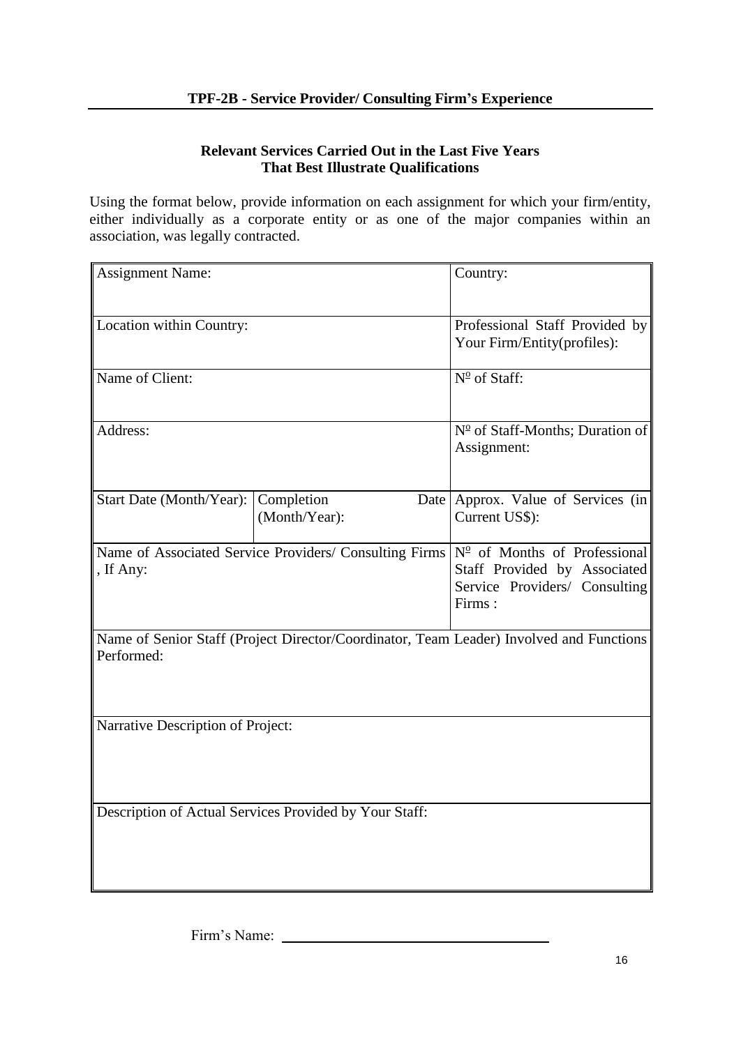## TPF-2B - Service Provider/ Consulting Firm's Experience

**Relevant Services Carried Out in the Last Five Years That Best Illustrate Qualifications**

Using the format below, provide information on each assignment for which your firm/entity, either individually as a corporate entity or as one of the major companies within an association, was legally contracted.

| Assignment Name: | | Country: |
|---|---|---|
| Location within Country: | | Professional Staff Provided by Your Firm/Entity(profiles): |
| Name of Client: | | Nº of Staff: |
| Address: | | Nº of Staff-Months; Duration of Assignment: |
| Start Date (Month/Year): | Completion Date (Month/Year): | Approx. Value of Services (in Current US$): |
| Name of Associated Service Providers/ Consulting Firms , If Any: | | Nº of Months of Professional Staff Provided by Associated Service Providers/ Consulting Firms : |
| Name of Senior Staff (Project Director/Coordinator, Team Leader) Involved and Functions Performed: | | |
| Narrative Description of Project: | | |
| Description of Actual Services Provided by Your Staff: | | |

Firm's Name: ______________________________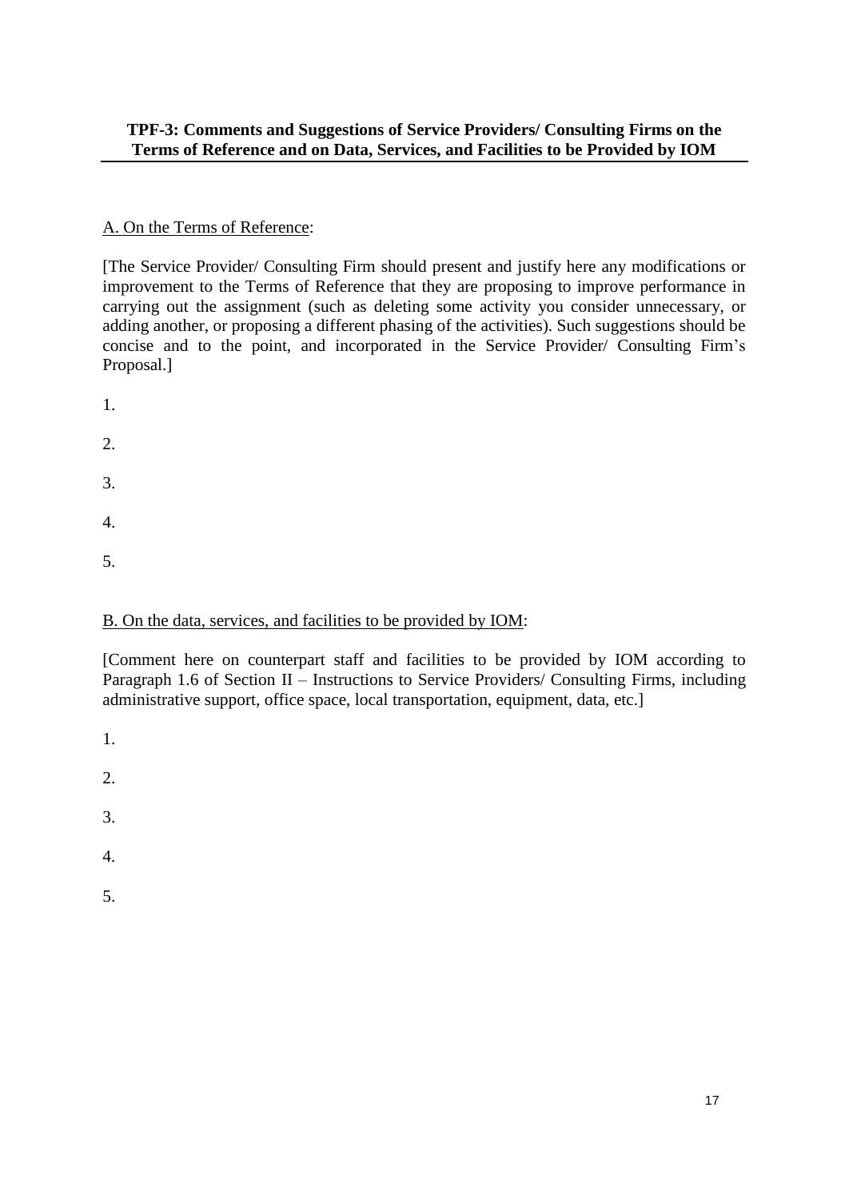**TPF-3: Comments and Suggestions of Service Providers/ Consulting Firms on the Terms of Reference and on Data, Services, and Facilities to be Provided by IOM**

A. On the Terms of Reference:

[The Service Provider/ Consulting Firm should present and justify here any modifications or improvement to the Terms of Reference that they are proposing to improve performance in carrying out the assignment (such as deleting some activity you consider unnecessary, or adding another, or proposing a different phasing of the activities). Such suggestions should be concise and to the point, and incorporated in the Service Provider/ Consulting Firm's Proposal.]

1.

2.

3.

4.

5.

B. On the data, services, and facilities to be provided by IOM:

[Comment here on counterpart staff and facilities to be provided by IOM according to Paragraph 1.6 of Section II – Instructions to Service Providers/ Consulting Firms, including administrative support, office space, local transportation, equipment, data, etc.]

1.

2.

3.

4.

5.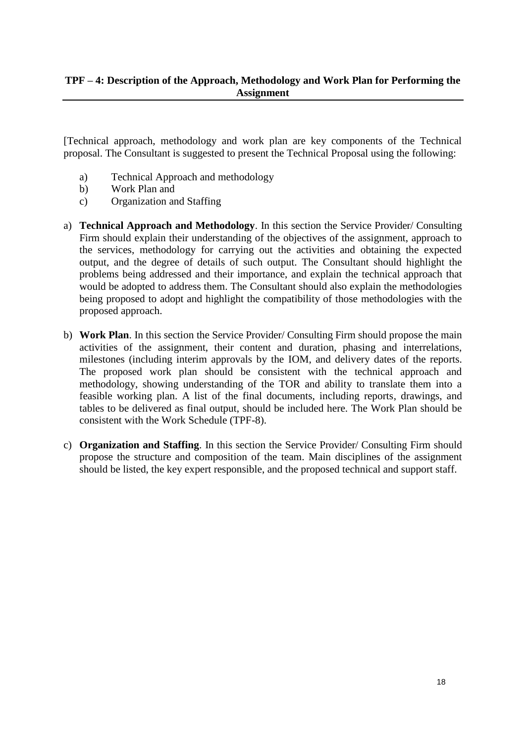## TPF – 4: Description of the Approach, Methodology and Work Plan for Performing the Assignment

[Technical approach, methodology and work plan are key components of the Technical proposal. The Consultant is suggested to present the Technical Proposal using the following:

a) Technical Approach and methodology
b) Work Plan and
c) Organization and Staffing

a) **Technical Approach and Methodology**. In this section the Service Provider/ Consulting Firm should explain their understanding of the objectives of the assignment, approach to the services, methodology for carrying out the activities and obtaining the expected output, and the degree of details of such output. The Consultant should highlight the problems being addressed and their importance, and explain the technical approach that would be adopted to address them. The Consultant should also explain the methodologies being proposed to adopt and highlight the compatibility of those methodologies with the proposed approach.

b) **Work Plan**. In this section the Service Provider/ Consulting Firm should propose the main activities of the assignment, their content and duration, phasing and interrelations, milestones (including interim approvals by the IOM, and delivery dates of the reports. The proposed work plan should be consistent with the technical approach and methodology, showing understanding of the TOR and ability to translate them into a feasible working plan. A list of the final documents, including reports, drawings, and tables to be delivered as final output, should be included here. The Work Plan should be consistent with the Work Schedule (TPF-8).

c) **Organization and Staffing**. In this section the Service Provider/ Consulting Firm should propose the structure and composition of the team. Main disciplines of the assignment should be listed, the key expert responsible, and the proposed technical and support staff.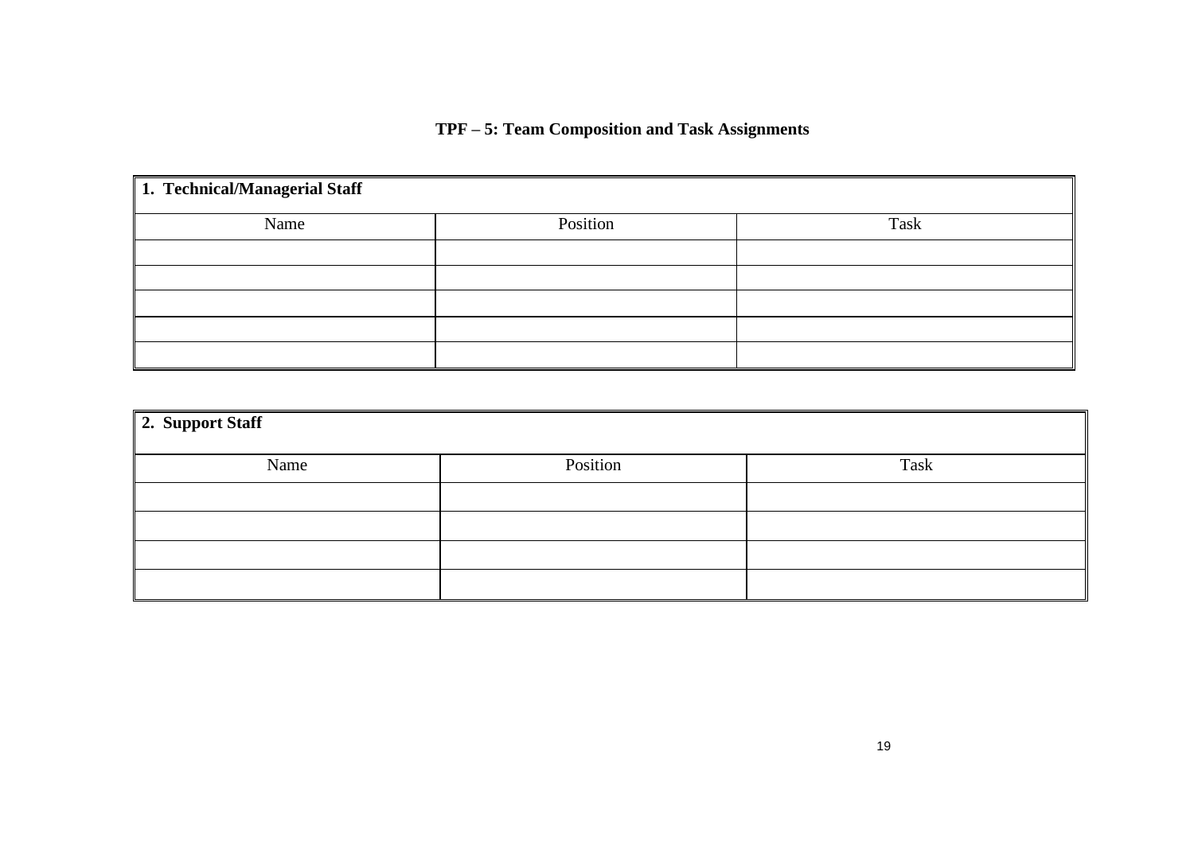# TPF – 5: Team Composition and Task Assignments

| **1. Technical/Managerial Staff** | | |
|---|---|---|
| Name | Position | Task |
| | | |
| | | |
| | | |
| | | |
| | | |

| **2. Support Staff** | | |
|---|---|---|
| Name | Position | Task |
| | | |
| | | |
| | | |
| | | |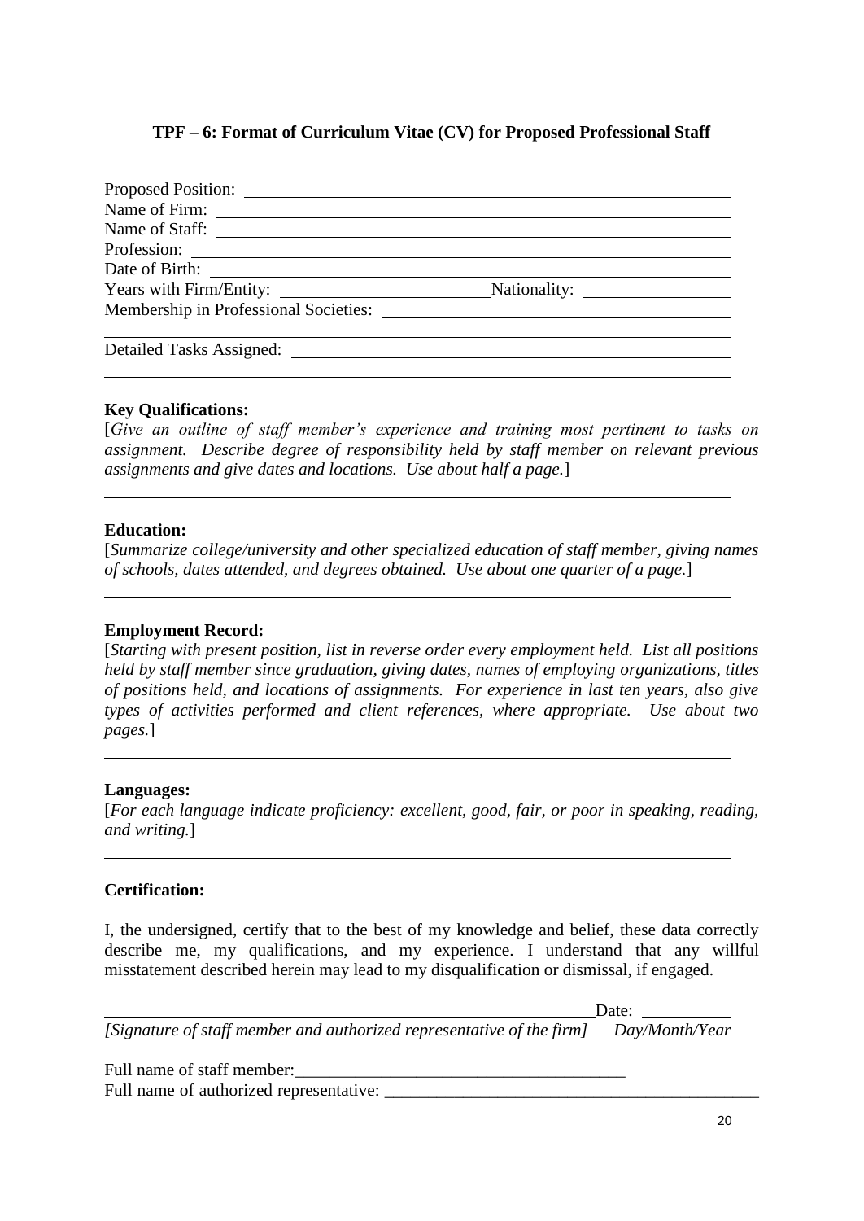### TPF – 6: Format of Curriculum Vitae (CV) for Proposed Professional Staff

Proposed Position: ______________________________

Name of Firm: ______________________________

Name of Staff: ______________________________

Profession: ______________________________

Date of Birth: ______________________________

Years with Firm/Entity: ______________ Nationality: ______________

Membership in Professional Societies: ______________________________

______________________________

Detailed Tasks Assigned: ______________________________

______________________________

**Key Qualifications:**

[*Give an outline of staff member's experience and training most pertinent to tasks on assignment. Describe degree of responsibility held by staff member on relevant previous assignments and give dates and locations. Use about half a page.*]

______________________________

**Education:**

[*Summarize college/university and other specialized education of staff member, giving names of schools, dates attended, and degrees obtained. Use about one quarter of a page.*]

______________________________

**Employment Record:**

[*Starting with present position, list in reverse order every employment held. List all positions held by staff member since graduation, giving dates, names of employing organizations, titles of positions held, and locations of assignments. For experience in last ten years, also give types of activities performed and client references, where appropriate. Use about two pages.*]

______________________________

**Languages:**

[*For each language indicate proficiency: excellent, good, fair, or poor in speaking, reading, and writing.*]

______________________________

**Certification:**

I, the undersigned, certify that to the best of my knowledge and belief, these data correctly describe me, my qualifications, and my experience. I understand that any willful misstatement described herein may lead to my disqualification or dismissal, if engaged.

______________________________ Date: ______________

*[Signature of staff member and authorized representative of the firm]* *Day/Month/Year*

Full name of staff member: ______________________________

Full name of authorized representative: ______________________________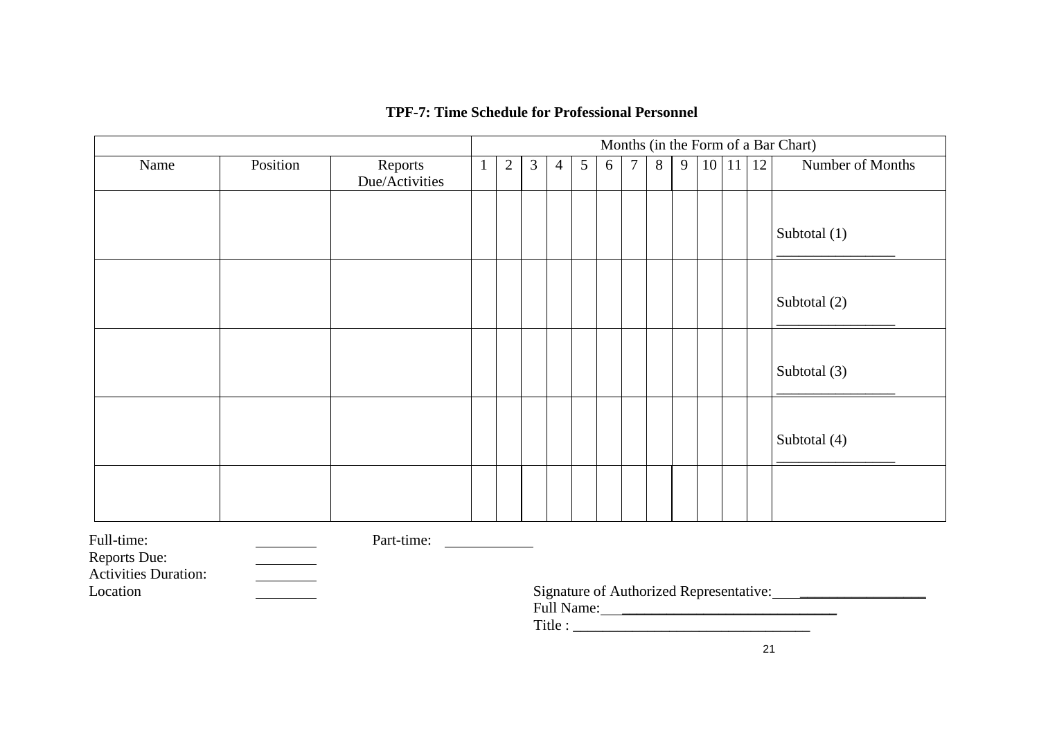**TPF-7: Time Schedule for Professional Personnel**

| | | | Months (in the Form of a Bar Chart) | | | | | | | | | | | | |
|---|---|---|---|---|---|---|---|---|---|---|---|---|---|---|---|
| Name | Position | Reports Due/Activities | 1 | 2 | 3 | 4 | 5 | 6 | 7 | 8 | 9 | 10 | 11 | 12 | Number of Months |
| | | | | | | | | | | | | | | | Subtotal (1) ________________ |
| | | | | | | | | | | | | | | | Subtotal (2) ________________ |
| | | | | | | | | | | | | | | | Subtotal (3) ________________ |
| | | | | | | | | | | | | | | | Subtotal (4) ________________ |
| | | | | | | | | | | | | | | | |

Full-time: ________ Part-time: ____________
Reports Due: ________
Activities Duration: ________
Location ________

Signature of Authorized Representative:____________________
Full Name:________________________________
Title : ________________________________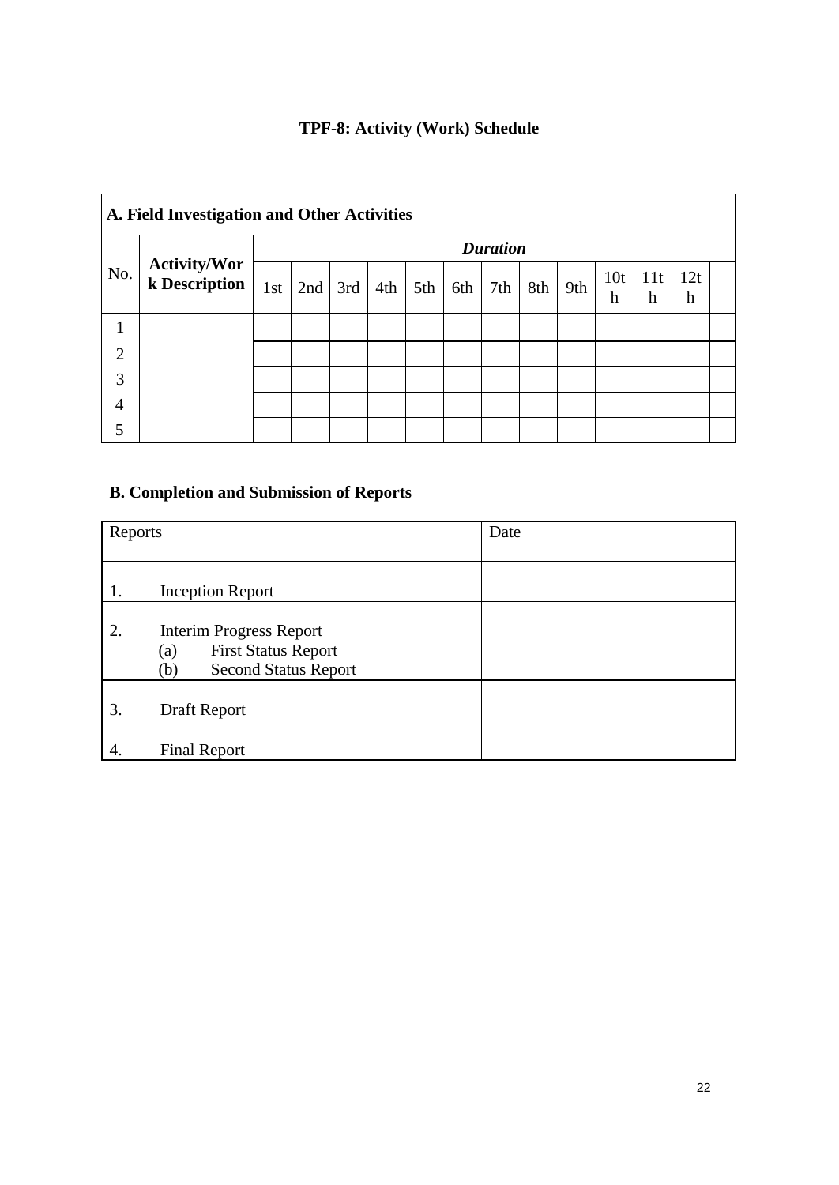## TPF-8: Activity (Work) Schedule

**A. Field Investigation and Other Activities**

| No. | Activity/Work Description | *Duration* | | | | | | | | | | | | |
|---|---|---|---|---|---|---|---|---|---|---|---|---|---|---|
| | | 1st | 2nd | 3rd | 4th | 5th | 6th | 7th | 8th | 9th | 10th | 11th | 12th | |
| 1 | | | | | | | | | | | | | | |
| 2 | | | | | | | | | | | | | | |
| 3 | | | | | | | | | | | | | | |
| 4 | | | | | | | | | | | | | | |
| 5 | | | | | | | | | | | | | | |

**B. Completion and Submission of Reports**

| Reports | Date |
|---|---|
| 1. Inception Report | |
| 2. Interim Progress Report<br>(a) First Status Report<br>(b) Second Status Report | |
| 3. Draft Report | |
| 4. Final Report | |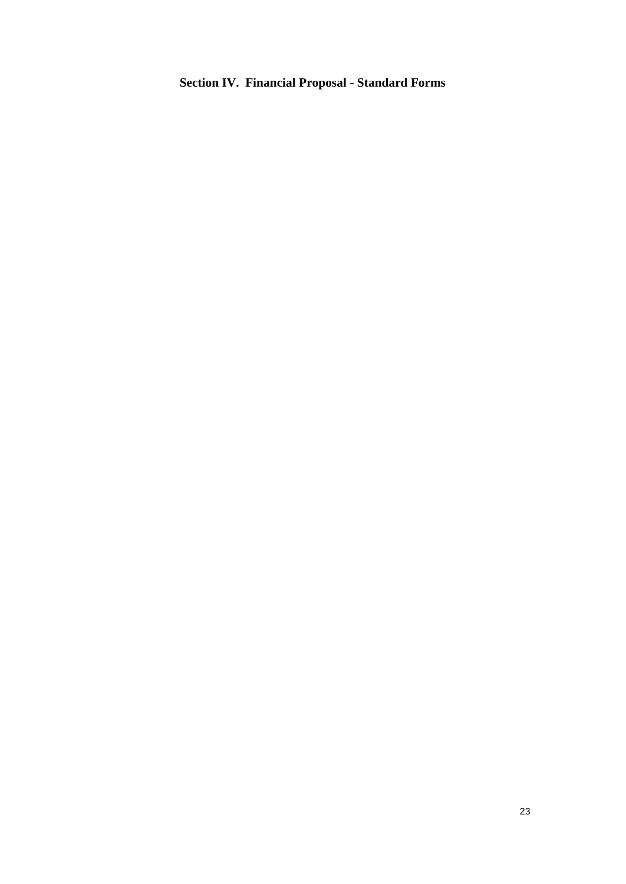# Section IV. Financial Proposal - Standard Forms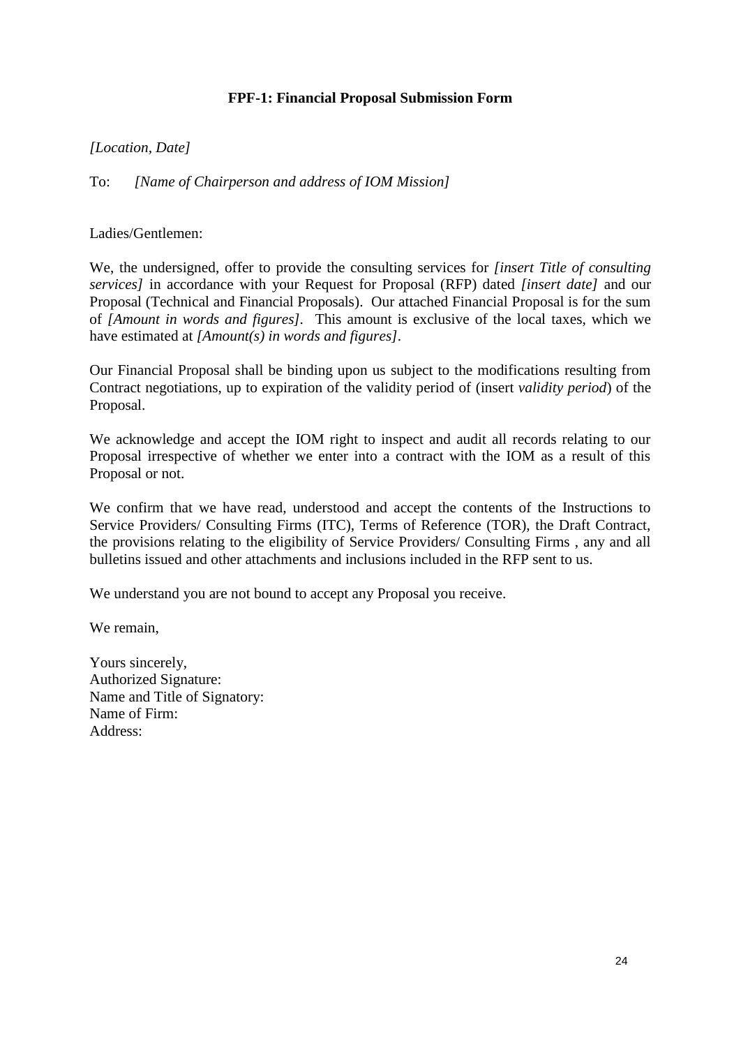**FPF-1: Financial Proposal Submission Form**

*[Location, Date]*

To: *[Name of Chairperson and address of IOM Mission]*

Ladies/Gentlemen:

We, the undersigned, offer to provide the consulting services for *[insert Title of consulting services]* in accordance with your Request for Proposal (RFP) dated *[insert date]* and our Proposal (Technical and Financial Proposals). Our attached Financial Proposal is for the sum of *[Amount in words and figures]*. This amount is exclusive of the local taxes, which we have estimated at *[Amount(s) in words and figures]*.

Our Financial Proposal shall be binding upon us subject to the modifications resulting from Contract negotiations, up to expiration of the validity period of (insert *validity period*) of the Proposal.

We acknowledge and accept the IOM right to inspect and audit all records relating to our Proposal irrespective of whether we enter into a contract with the IOM as a result of this Proposal or not.

We confirm that we have read, understood and accept the contents of the Instructions to Service Providers/ Consulting Firms (ITC), Terms of Reference (TOR), the Draft Contract, the provisions relating to the eligibility of Service Providers/ Consulting Firms , any and all bulletins issued and other attachments and inclusions included in the RFP sent to us.

We understand you are not bound to accept any Proposal you receive.

We remain,

Yours sincerely,
Authorized Signature:
Name and Title of Signatory:
Name of Firm:
Address: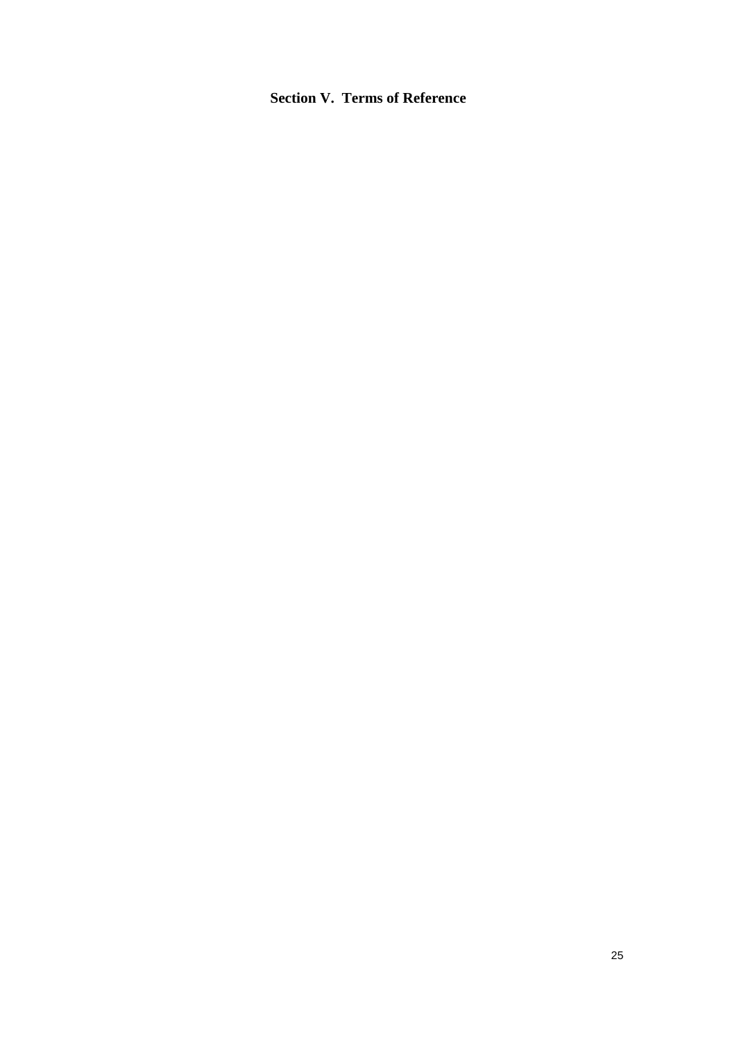# Section V. Terms of Reference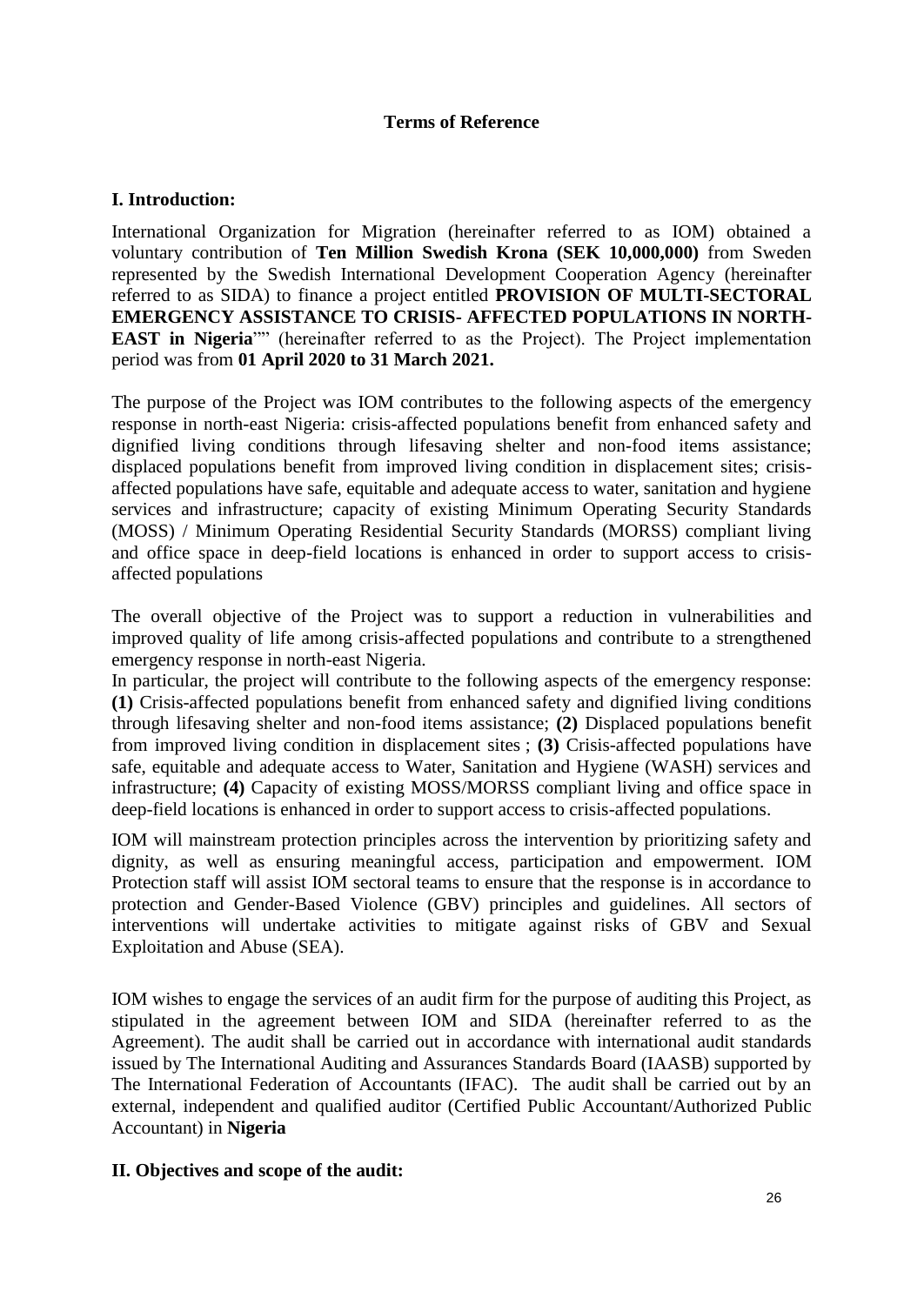**Terms of Reference**

## I. Introduction:

International Organization for Migration (hereinafter referred to as IOM) obtained a voluntary contribution of **Ten Million Swedish Krona (SEK 10,000,000)** from Sweden represented by the Swedish International Development Cooperation Agency (hereinafter referred to as SIDA) to finance a project entitled **PROVISION OF MULTI-SECTORAL EMERGENCY ASSISTANCE TO CRISIS- AFFECTED POPULATIONS IN NORTH-EAST in Nigeria**"" (hereinafter referred to as the Project). The Project implementation period was from **01 April 2020 to 31 March 2021.**

The purpose of the Project was IOM contributes to the following aspects of the emergency response in north-east Nigeria: crisis-affected populations benefit from enhanced safety and dignified living conditions through lifesaving shelter and non-food items assistance; displaced populations benefit from improved living condition in displacement sites; crisis-affected populations have safe, equitable and adequate access to water, sanitation and hygiene services and infrastructure; capacity of existing Minimum Operating Security Standards (MOSS) / Minimum Operating Residential Security Standards (MORSS) compliant living and office space in deep-field locations is enhanced in order to support access to crisis-affected populations

The overall objective of the Project was to support a reduction in vulnerabilities and improved quality of life among crisis-affected populations and contribute to a strengthened emergency response in north-east Nigeria.
In particular, the project will contribute to the following aspects of the emergency response: **(1)** Crisis-affected populations benefit from enhanced safety and dignified living conditions through lifesaving shelter and non-food items assistance; **(2)** Displaced populations benefit from improved living condition in displacement sites ; **(3)** Crisis-affected populations have safe, equitable and adequate access to Water, Sanitation and Hygiene (WASH) services and infrastructure; **(4)** Capacity of existing MOSS/MORSS compliant living and office space in deep-field locations is enhanced in order to support access to crisis-affected populations.

IOM will mainstream protection principles across the intervention by prioritizing safety and dignity, as well as ensuring meaningful access, participation and empowerment. IOM Protection staff will assist IOM sectoral teams to ensure that the response is in accordance to protection and Gender-Based Violence (GBV) principles and guidelines. All sectors of interventions will undertake activities to mitigate against risks of GBV and Sexual Exploitation and Abuse (SEA).

IOM wishes to engage the services of an audit firm for the purpose of auditing this Project, as stipulated in the agreement between IOM and SIDA (hereinafter referred to as the Agreement). The audit shall be carried out in accordance with international audit standards issued by The International Auditing and Assurances Standards Board (IAASB) supported by The International Federation of Accountants (IFAC). The audit shall be carried out by an external, independent and qualified auditor (Certified Public Accountant/Authorized Public Accountant) in **Nigeria**

## II. Objectives and scope of the audit: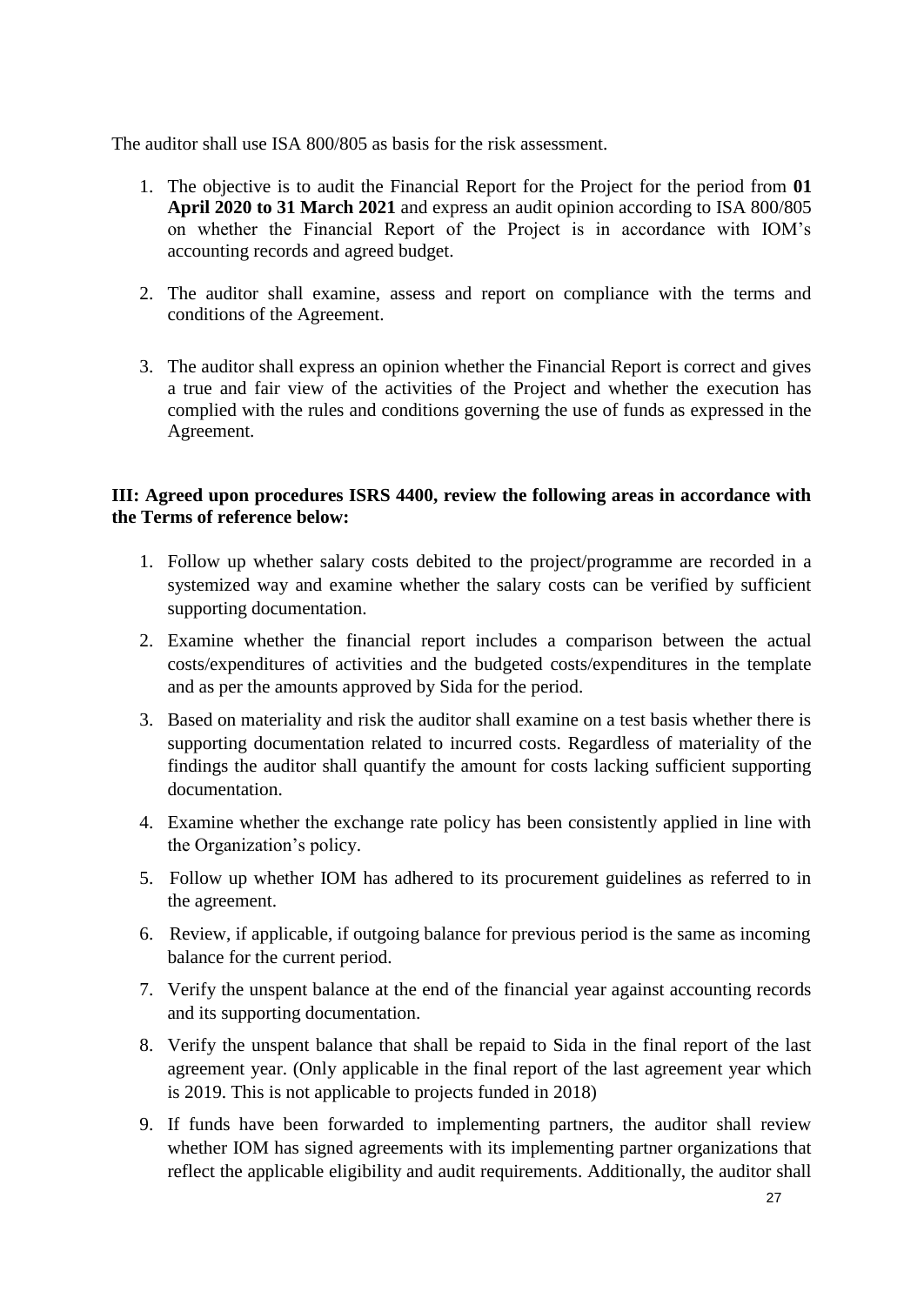The auditor shall use ISA 800/805 as basis for the risk assessment.

1. The objective is to audit the Financial Report for the Project for the period from **01 April 2020 to 31 March 2021** and express an audit opinion according to ISA 800/805 on whether the Financial Report of the Project is in accordance with IOM's accounting records and agreed budget.

2. The auditor shall examine, assess and report on compliance with the terms and conditions of the Agreement.

3. The auditor shall express an opinion whether the Financial Report is correct and gives a true and fair view of the activities of the Project and whether the execution has complied with the rules and conditions governing the use of funds as expressed in the Agreement.

**III: Agreed upon procedures ISRS 4400, review the following areas in accordance with the Terms of reference below:**

1. Follow up whether salary costs debited to the project/programme are recorded in a systemized way and examine whether the salary costs can be verified by sufficient supporting documentation.
2. Examine whether the financial report includes a comparison between the actual costs/expenditures of activities and the budgeted costs/expenditures in the template and as per the amounts approved by Sida for the period.
3. Based on materiality and risk the auditor shall examine on a test basis whether there is supporting documentation related to incurred costs. Regardless of materiality of the findings the auditor shall quantify the amount for costs lacking sufficient supporting documentation.
4. Examine whether the exchange rate policy has been consistently applied in line with the Organization's policy.
5. Follow up whether IOM has adhered to its procurement guidelines as referred to in the agreement.
6. Review, if applicable, if outgoing balance for previous period is the same as incoming balance for the current period.
7. Verify the unspent balance at the end of the financial year against accounting records and its supporting documentation.
8. Verify the unspent balance that shall be repaid to Sida in the final report of the last agreement year. (Only applicable in the final report of the last agreement year which is 2019. This is not applicable to projects funded in 2018)
9. If funds have been forwarded to implementing partners, the auditor shall review whether IOM has signed agreements with its implementing partner organizations that reflect the applicable eligibility and audit requirements. Additionally, the auditor shall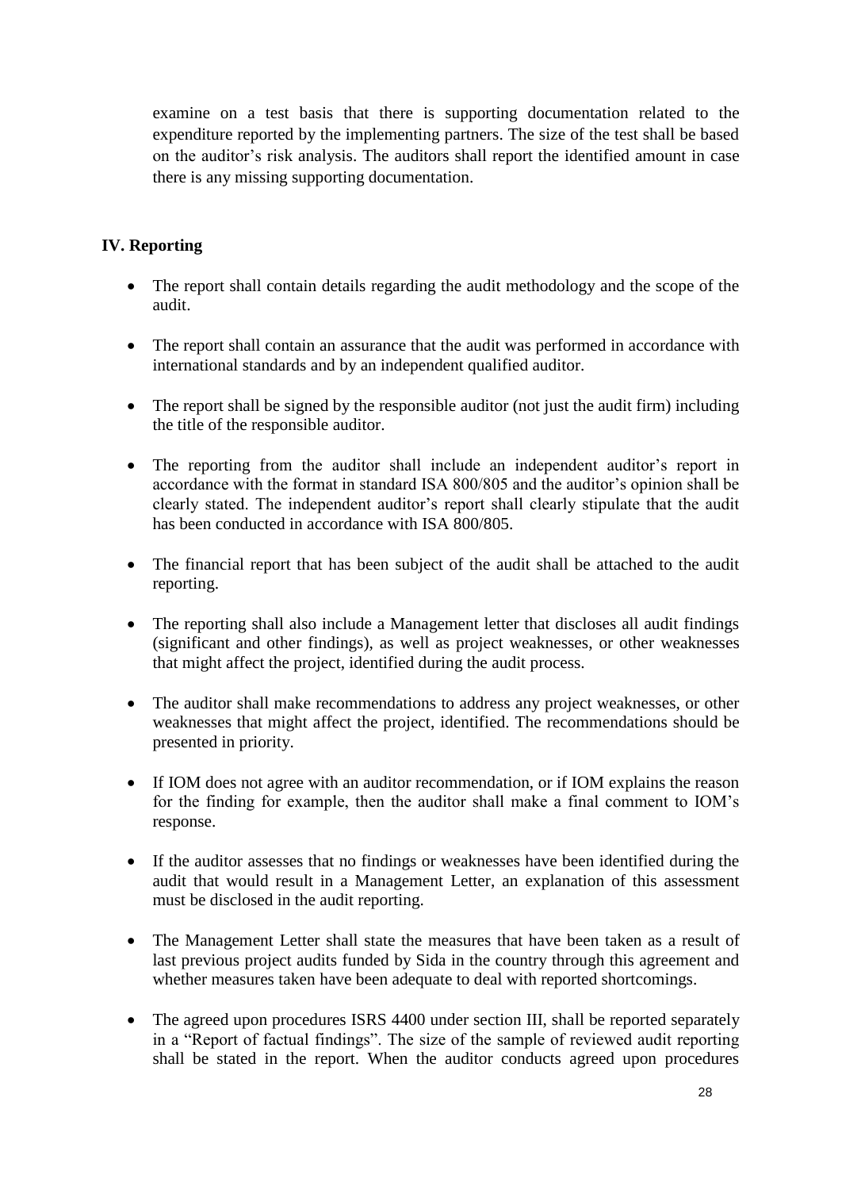examine on a test basis that there is supporting documentation related to the expenditure reported by the implementing partners. The size of the test shall be based on the auditor's risk analysis. The auditors shall report the identified amount in case there is any missing supporting documentation.

**IV. Reporting**

- The report shall contain details regarding the audit methodology and the scope of the audit.
- The report shall contain an assurance that the audit was performed in accordance with international standards and by an independent qualified auditor.
- The report shall be signed by the responsible auditor (not just the audit firm) including the title of the responsible auditor.
- The reporting from the auditor shall include an independent auditor's report in accordance with the format in standard ISA 800/805 and the auditor's opinion shall be clearly stated. The independent auditor's report shall clearly stipulate that the audit has been conducted in accordance with ISA 800/805.
- The financial report that has been subject of the audit shall be attached to the audit reporting.
- The reporting shall also include a Management letter that discloses all audit findings (significant and other findings), as well as project weaknesses, or other weaknesses that might affect the project, identified during the audit process.
- The auditor shall make recommendations to address any project weaknesses, or other weaknesses that might affect the project, identified. The recommendations should be presented in priority.
- If IOM does not agree with an auditor recommendation, or if IOM explains the reason for the finding for example, then the auditor shall make a final comment to IOM's response.
- If the auditor assesses that no findings or weaknesses have been identified during the audit that would result in a Management Letter, an explanation of this assessment must be disclosed in the audit reporting.
- The Management Letter shall state the measures that have been taken as a result of last previous project audits funded by Sida in the country through this agreement and whether measures taken have been adequate to deal with reported shortcomings.
- The agreed upon procedures ISRS 4400 under section III, shall be reported separately in a "Report of factual findings". The size of the sample of reviewed audit reporting shall be stated in the report. When the auditor conducts agreed upon procedures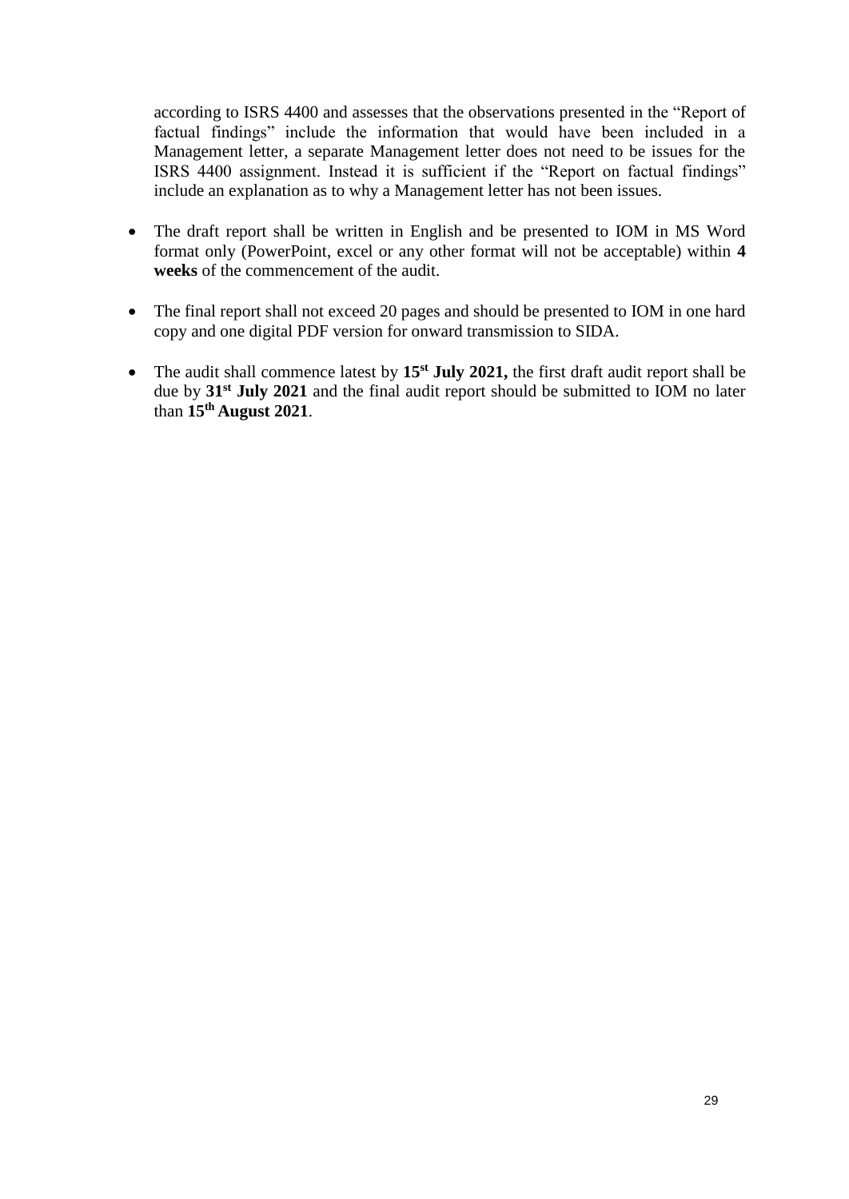according to ISRS 4400 and assesses that the observations presented in the "Report of factual findings" include the information that would have been included in a Management letter, a separate Management letter does not need to be issues for the ISRS 4400 assignment. Instead it is sufficient if the "Report on factual findings" include an explanation as to why a Management letter has not been issues.

- The draft report shall be written in English and be presented to IOM in MS Word format only (PowerPoint, excel or any other format will not be acceptable) within **4 weeks** of the commencement of the audit.

- The final report shall not exceed 20 pages and should be presented to IOM in one hard copy and one digital PDF version for onward transmission to SIDA.

- The audit shall commence latest by **15st July 2021,** the first draft audit report shall be due by **31st July 2021** and the final audit report should be submitted to IOM no later than **15th August 2021**.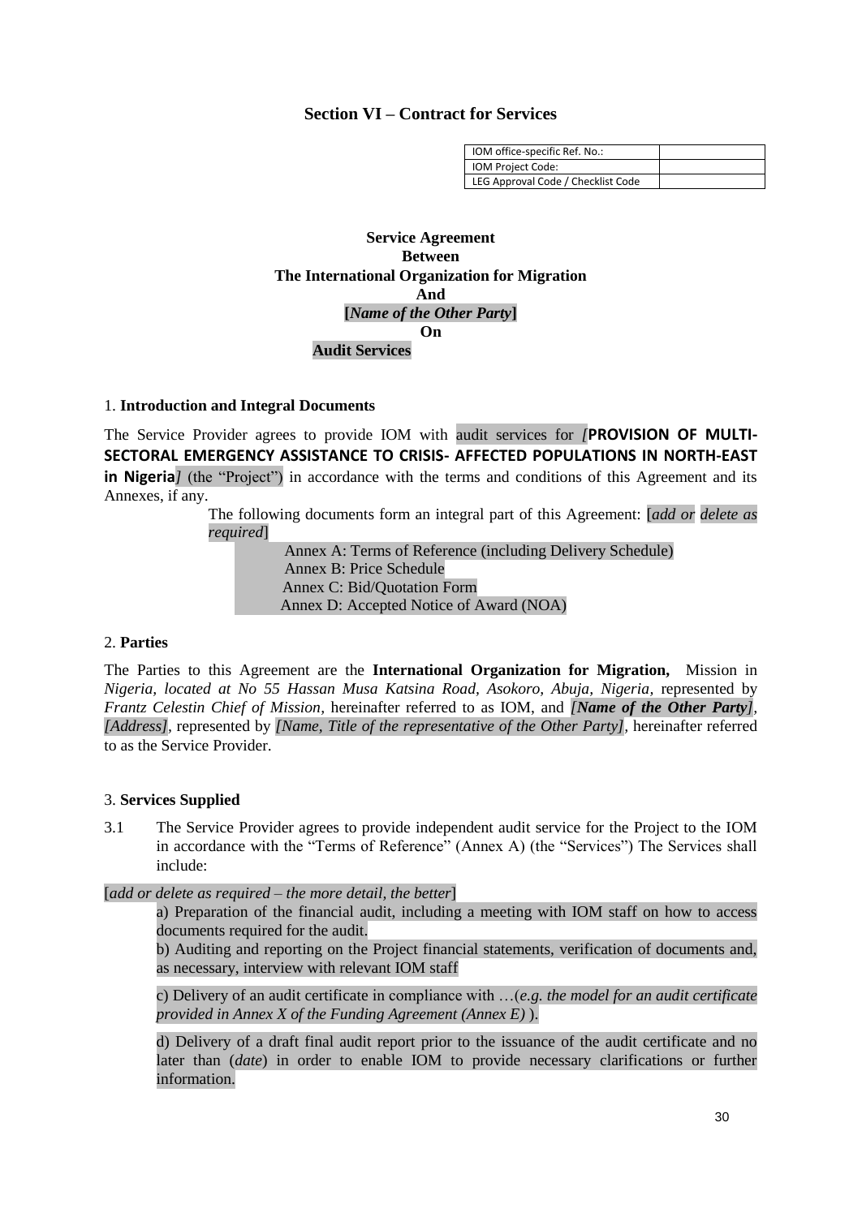## Section VI – Contract for Services

| IOM office-specific Ref. No.: | |
|---|---|
| IOM Project Code: | |
| LEG Approval Code / Checklist Code | |

**Service Agreement**
**Between**
**The International Organization for Migration**
**And**
**[*Name of the Other Party*]**
**On**
**Audit Services**

1. **Introduction and Integral Documents**

The Service Provider agrees to provide IOM with audit services for *[***PROVISION OF MULTI-SECTORAL EMERGENCY ASSISTANCE TO CRISIS- AFFECTED POPULATIONS IN NORTH-EAST in Nigeria***]* (the "Project") in accordance with the terms and conditions of this Agreement and its Annexes, if any.

The following documents form an integral part of this Agreement: [*add or delete as required*]

Annex A: Terms of Reference (including Delivery Schedule)
Annex B: Price Schedule
Annex C: Bid/Quotation Form
Annex D: Accepted Notice of Award (NOA)

2. **Parties**

The Parties to this Agreement are the **International Organization for Migration,** Mission in *Nigeria, located at No 55 Hassan Musa Katsina Road, Asokoro, Abuja, Nigeria,* represented by *Frantz Celestin Chief of Mission*, hereinafter referred to as IOM, and *[**Name of the Other Party**], [Address]*, represented by *[Name, Title of the representative of the Other Party]*, hereinafter referred to as the Service Provider.

3. **Services Supplied**

3.1 The Service Provider agrees to provide independent audit service for the Project to the IOM in accordance with the "Terms of Reference" (Annex A) (the "Services") The Services shall include:

[*add or delete as required – the more detail, the better*]

a) Preparation of the financial audit, including a meeting with IOM staff on how to access documents required for the audit.

b) Auditing and reporting on the Project financial statements, verification of documents and, as necessary, interview with relevant IOM staff

c) Delivery of an audit certificate in compliance with …(*e.g. the model for an audit certificate provided in Annex X of the Funding Agreement (Annex E)* ).

d) Delivery of a draft final audit report prior to the issuance of the audit certificate and no later than (*date*) in order to enable IOM to provide necessary clarifications or further information.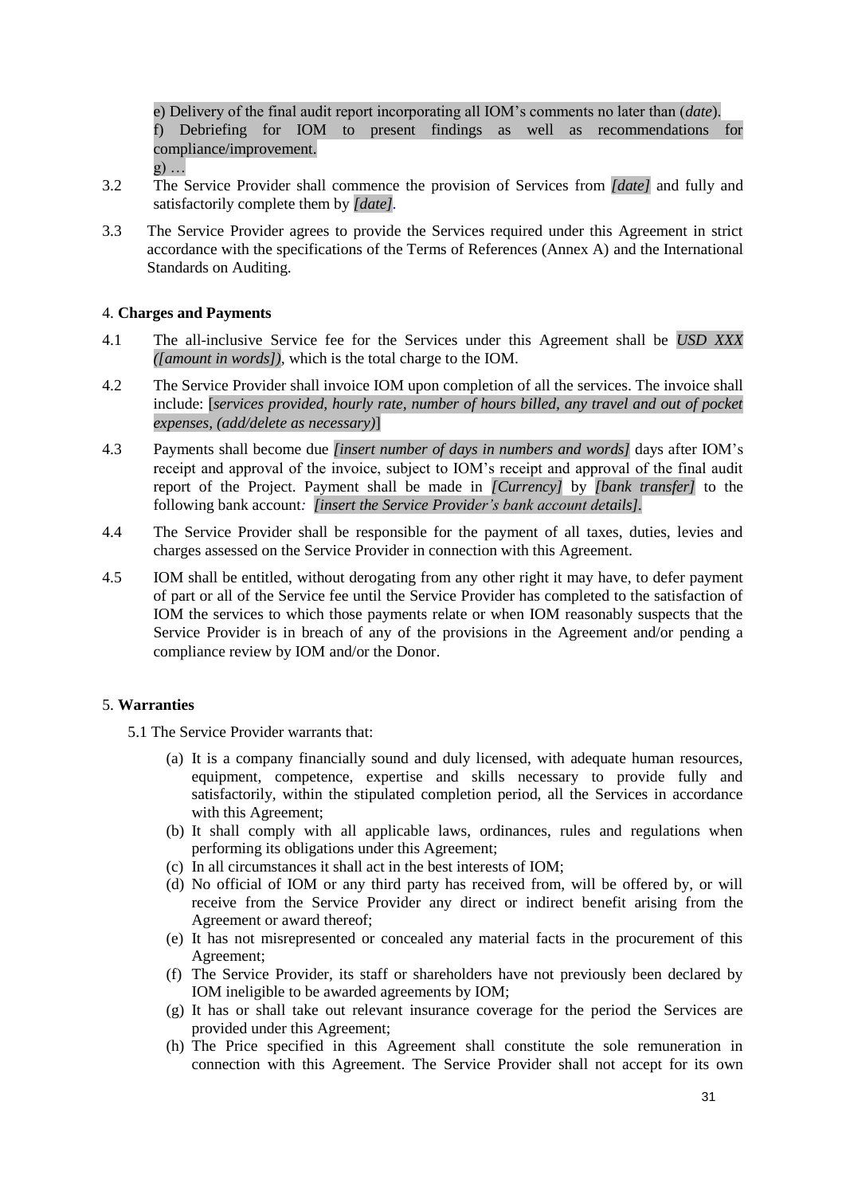e) Delivery of the final audit report incorporating all IOM's comments no later than (*date*).
f) Debriefing for IOM to present findings as well as recommendations for compliance/improvement.
g) …

3.2 The Service Provider shall commence the provision of Services from *[date]* and fully and satisfactorily complete them by *[date]*.

3.3 The Service Provider agrees to provide the Services required under this Agreement in strict accordance with the specifications of the Terms of References (Annex A) and the International Standards on Auditing.

4. **Charges and Payments**

4.1 The all-inclusive Service fee for the Services under this Agreement shall be *USD XXX ([amount in words])*, which is the total charge to the IOM.

4.2 The Service Provider shall invoice IOM upon completion of all the services. The invoice shall include: [*services provided, hourly rate, number of hours billed, any travel and out of pocket expenses, (add/delete as necessary)*]

4.3 Payments shall become due *[insert number of days in numbers and words]* days after IOM's receipt and approval of the invoice, subject to IOM's receipt and approval of the final audit report of the Project. Payment shall be made in *[Currency]* by *[bank transfer]* to the following bank account: *[insert the Service Provider's bank account details]*.

4.4 The Service Provider shall be responsible for the payment of all taxes, duties, levies and charges assessed on the Service Provider in connection with this Agreement.

4.5 IOM shall be entitled, without derogating from any other right it may have, to defer payment of part or all of the Service fee until the Service Provider has completed to the satisfaction of IOM the services to which those payments relate or when IOM reasonably suspects that the Service Provider is in breach of any of the provisions in the Agreement and/or pending a compliance review by IOM and/or the Donor.

5. **Warranties**

5.1 The Service Provider warrants that:

(a) It is a company financially sound and duly licensed, with adequate human resources, equipment, competence, expertise and skills necessary to provide fully and satisfactorily, within the stipulated completion period, all the Services in accordance with this Agreement;
(b) It shall comply with all applicable laws, ordinances, rules and regulations when performing its obligations under this Agreement;
(c) In all circumstances it shall act in the best interests of IOM;
(d) No official of IOM or any third party has received from, will be offered by, or will receive from the Service Provider any direct or indirect benefit arising from the Agreement or award thereof;
(e) It has not misrepresented or concealed any material facts in the procurement of this Agreement;
(f) The Service Provider, its staff or shareholders have not previously been declared by IOM ineligible to be awarded agreements by IOM;
(g) It has or shall take out relevant insurance coverage for the period the Services are provided under this Agreement;
(h) The Price specified in this Agreement shall constitute the sole remuneration in connection with this Agreement. The Service Provider shall not accept for its own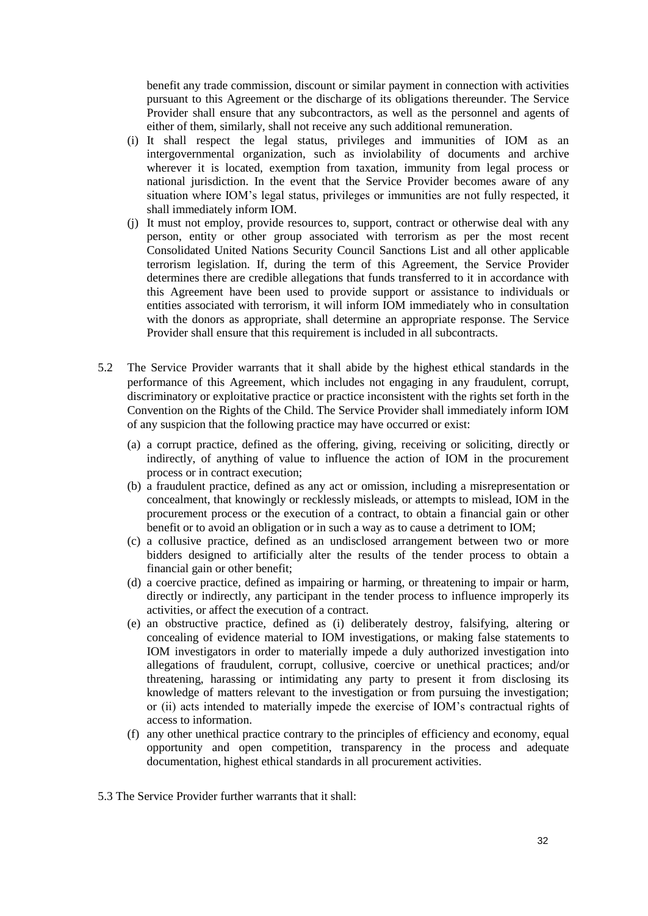benefit any trade commission, discount or similar payment in connection with activities pursuant to this Agreement or the discharge of its obligations thereunder. The Service Provider shall ensure that any subcontractors, as well as the personnel and agents of either of them, similarly, shall not receive any such additional remuneration.

(i) It shall respect the legal status, privileges and immunities of IOM as an intergovernmental organization, such as inviolability of documents and archive wherever it is located, exemption from taxation, immunity from legal process or national jurisdiction. In the event that the Service Provider becomes aware of any situation where IOM's legal status, privileges or immunities are not fully respected, it shall immediately inform IOM.

(j) It must not employ, provide resources to, support, contract or otherwise deal with any person, entity or other group associated with terrorism as per the most recent Consolidated United Nations Security Council Sanctions List and all other applicable terrorism legislation. If, during the term of this Agreement, the Service Provider determines there are credible allegations that funds transferred to it in accordance with this Agreement have been used to provide support or assistance to individuals or entities associated with terrorism, it will inform IOM immediately who in consultation with the donors as appropriate, shall determine an appropriate response. The Service Provider shall ensure that this requirement is included in all subcontracts.

5.2 The Service Provider warrants that it shall abide by the highest ethical standards in the performance of this Agreement, which includes not engaging in any fraudulent, corrupt, discriminatory or exploitative practice or practice inconsistent with the rights set forth in the Convention on the Rights of the Child. The Service Provider shall immediately inform IOM of any suspicion that the following practice may have occurred or exist:

(a) a corrupt practice, defined as the offering, giving, receiving or soliciting, directly or indirectly, of anything of value to influence the action of IOM in the procurement process or in contract execution;

(b) a fraudulent practice, defined as any act or omission, including a misrepresentation or concealment, that knowingly or recklessly misleads, or attempts to mislead, IOM in the procurement process or the execution of a contract, to obtain a financial gain or other benefit or to avoid an obligation or in such a way as to cause a detriment to IOM;

(c) a collusive practice, defined as an undisclosed arrangement between two or more bidders designed to artificially alter the results of the tender process to obtain a financial gain or other benefit;

(d) a coercive practice, defined as impairing or harming, or threatening to impair or harm, directly or indirectly, any participant in the tender process to influence improperly its activities, or affect the execution of a contract.

(e) an obstructive practice, defined as (i) deliberately destroy, falsifying, altering or concealing of evidence material to IOM investigations, or making false statements to IOM investigators in order to materially impede a duly authorized investigation into allegations of fraudulent, corrupt, collusive, coercive or unethical practices; and/or threatening, harassing or intimidating any party to present it from disclosing its knowledge of matters relevant to the investigation or from pursuing the investigation; or (ii) acts intended to materially impede the exercise of IOM's contractual rights of access to information.

(f) any other unethical practice contrary to the principles of efficiency and economy, equal opportunity and open competition, transparency in the process and adequate documentation, highest ethical standards in all procurement activities.

5.3 The Service Provider further warrants that it shall: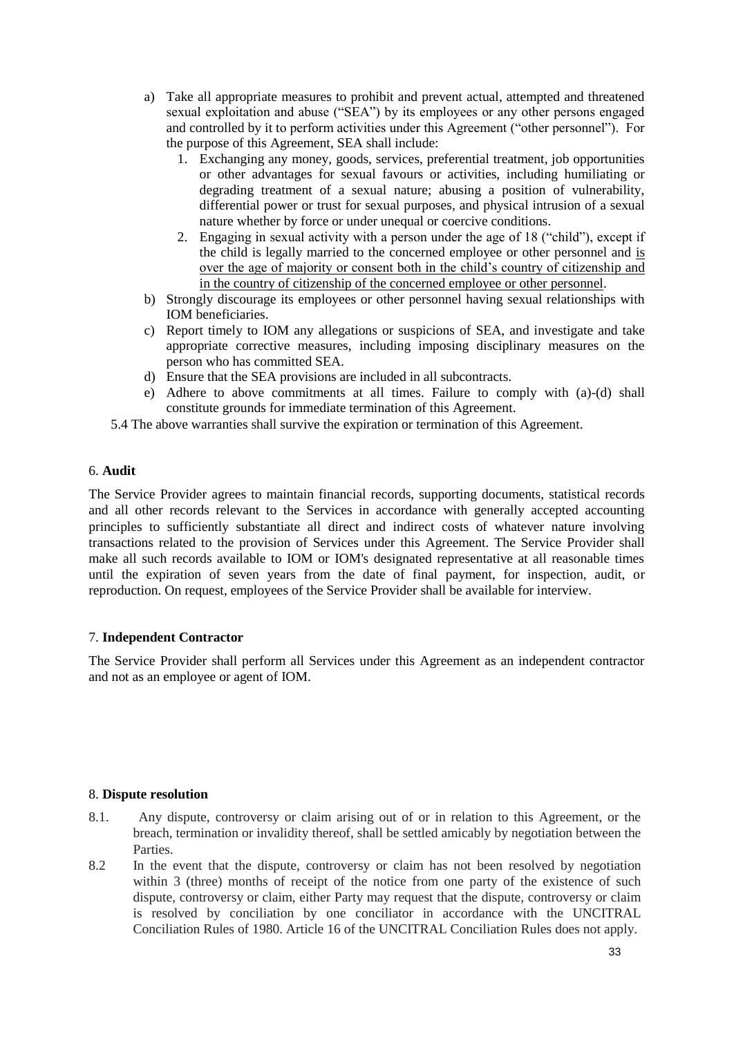a) Take all appropriate measures to prohibit and prevent actual, attempted and threatened sexual exploitation and abuse ("SEA") by its employees or any other persons engaged and controlled by it to perform activities under this Agreement ("other personnel"). For the purpose of this Agreement, SEA shall include:
   1. Exchanging any money, goods, services, preferential treatment, job opportunities or other advantages for sexual favours or activities, including humiliating or degrading treatment of a sexual nature; abusing a position of vulnerability, differential power or trust for sexual purposes, and physical intrusion of a sexual nature whether by force or under unequal or coercive conditions.
   2. Engaging in sexual activity with a person under the age of 18 ("child"), except if the child is legally married to the concerned employee or other personnel and <u>is over the age of majority or consent both in the child's country of citizenship and in the country of citizenship of the concerned employee or other personnel</u>.
b) Strongly discourage its employees or other personnel having sexual relationships with IOM beneficiaries.
c) Report timely to IOM any allegations or suspicions of SEA, and investigate and take appropriate corrective measures, including imposing disciplinary measures on the person who has committed SEA.
d) Ensure that the SEA provisions are included in all subcontracts.
e) Adhere to above commitments at all times. Failure to comply with (a)-(d) shall constitute grounds for immediate termination of this Agreement.

5.4 The above warranties shall survive the expiration or termination of this Agreement.

6. **Audit**

The Service Provider agrees to maintain financial records, supporting documents, statistical records and all other records relevant to the Services in accordance with generally accepted accounting principles to sufficiently substantiate all direct and indirect costs of whatever nature involving transactions related to the provision of Services under this Agreement. The Service Provider shall make all such records available to IOM or IOM's designated representative at all reasonable times until the expiration of seven years from the date of final payment, for inspection, audit, or reproduction. On request, employees of the Service Provider shall be available for interview.

7. **Independent Contractor**

The Service Provider shall perform all Services under this Agreement as an independent contractor and not as an employee or agent of IOM.

8. **Dispute resolution**

8.1. Any dispute, controversy or claim arising out of or in relation to this Agreement, or the breach, termination or invalidity thereof, shall be settled amicably by negotiation between the Parties.

8.2 In the event that the dispute, controversy or claim has not been resolved by negotiation within 3 (three) months of receipt of the notice from one party of the existence of such dispute, controversy or claim, either Party may request that the dispute, controversy or claim is resolved by conciliation by one conciliator in accordance with the UNCITRAL Conciliation Rules of 1980. Article 16 of the UNCITRAL Conciliation Rules does not apply.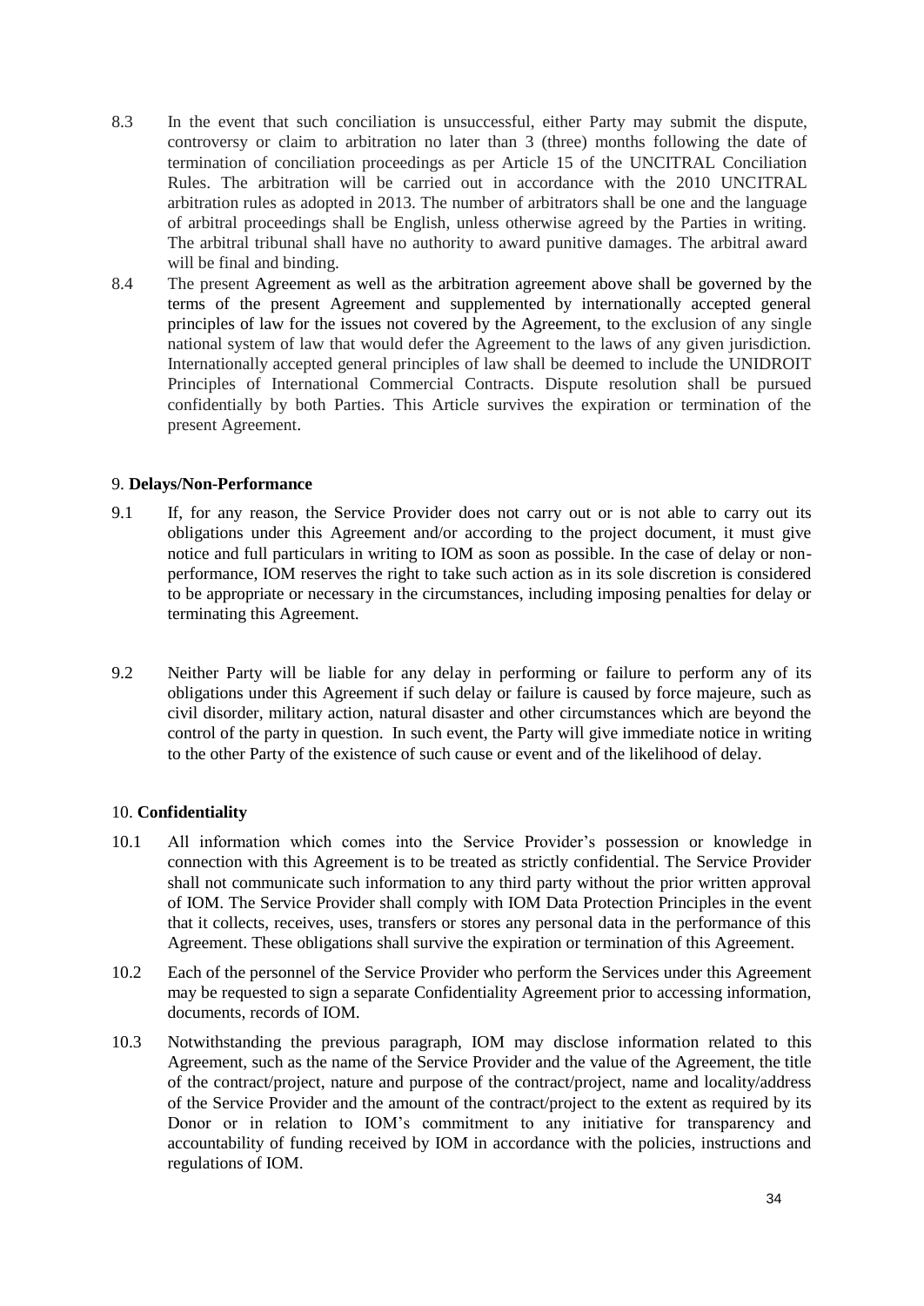8.3 In the event that such conciliation is unsuccessful, either Party may submit the dispute, controversy or claim to arbitration no later than 3 (three) months following the date of termination of conciliation proceedings as per Article 15 of the UNCITRAL Conciliation Rules. The arbitration will be carried out in accordance with the 2010 UNCITRAL arbitration rules as adopted in 2013. The number of arbitrators shall be one and the language of arbitral proceedings shall be English, unless otherwise agreed by the Parties in writing. The arbitral tribunal shall have no authority to award punitive damages. The arbitral award will be final and binding.

8.4 The present Agreement as well as the arbitration agreement above shall be governed by the terms of the present Agreement and supplemented by internationally accepted general principles of law for the issues not covered by the Agreement, to the exclusion of any single national system of law that would defer the Agreement to the laws of any given jurisdiction. Internationally accepted general principles of law shall be deemed to include the UNIDROIT Principles of International Commercial Contracts. Dispute resolution shall be pursued confidentially by both Parties. This Article survives the expiration or termination of the present Agreement.

## 9. **Delays/Non-Performance**

9.1 If, for any reason, the Service Provider does not carry out or is not able to carry out its obligations under this Agreement and/or according to the project document, it must give notice and full particulars in writing to IOM as soon as possible. In the case of delay or non-performance, IOM reserves the right to take such action as in its sole discretion is considered to be appropriate or necessary in the circumstances, including imposing penalties for delay or terminating this Agreement.

9.2 Neither Party will be liable for any delay in performing or failure to perform any of its obligations under this Agreement if such delay or failure is caused by force majeure, such as civil disorder, military action, natural disaster and other circumstances which are beyond the control of the party in question. In such event, the Party will give immediate notice in writing to the other Party of the existence of such cause or event and of the likelihood of delay.

## 10. **Confidentiality**

10.1 All information which comes into the Service Provider's possession or knowledge in connection with this Agreement is to be treated as strictly confidential. The Service Provider shall not communicate such information to any third party without the prior written approval of IOM. The Service Provider shall comply with IOM Data Protection Principles in the event that it collects, receives, uses, transfers or stores any personal data in the performance of this Agreement. These obligations shall survive the expiration or termination of this Agreement.

10.2 Each of the personnel of the Service Provider who perform the Services under this Agreement may be requested to sign a separate Confidentiality Agreement prior to accessing information, documents, records of IOM.

10.3 Notwithstanding the previous paragraph, IOM may disclose information related to this Agreement, such as the name of the Service Provider and the value of the Agreement, the title of the contract/project, nature and purpose of the contract/project, name and locality/address of the Service Provider and the amount of the contract/project to the extent as required by its Donor or in relation to IOM's commitment to any initiative for transparency and accountability of funding received by IOM in accordance with the policies, instructions and regulations of IOM.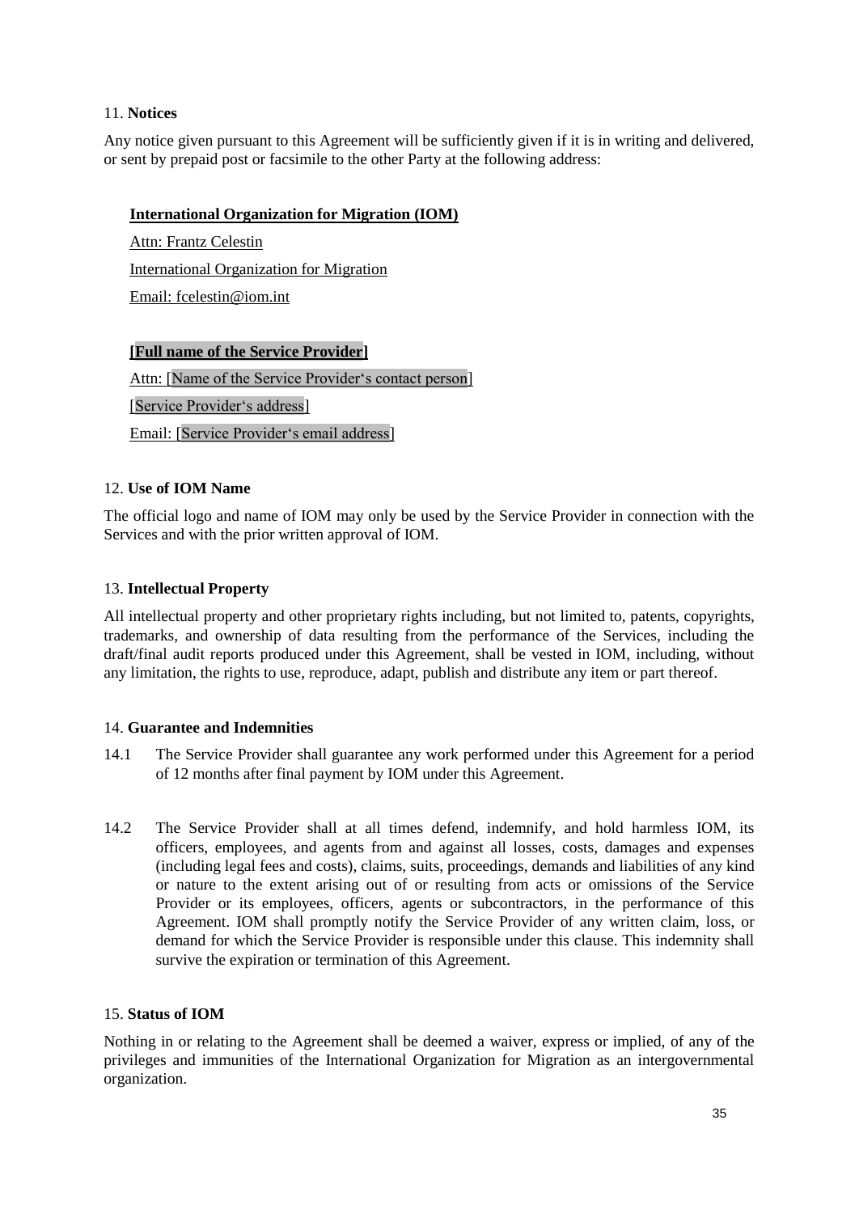11. **Notices**

Any notice given pursuant to this Agreement will be sufficiently given if it is in writing and delivered, or sent by prepaid post or facsimile to the other Party at the following address:

**International Organization for Migration (IOM)**

Attn: Frantz Celestin

International Organization for Migration

Email: fcelestin@iom.int

**[Full name of the Service Provider]**

Attn: [Name of the Service Provider's contact person]

[Service Provider's address]

Email: [Service Provider's email address]

12. **Use of IOM Name**

The official logo and name of IOM may only be used by the Service Provider in connection with the Services and with the prior written approval of IOM.

13. **Intellectual Property**

All intellectual property and other proprietary rights including, but not limited to, patents, copyrights, trademarks, and ownership of data resulting from the performance of the Services, including the draft/final audit reports produced under this Agreement, shall be vested in IOM, including, without any limitation, the rights to use, reproduce, adapt, publish and distribute any item or part thereof.

14. **Guarantee and Indemnities**

14.1 The Service Provider shall guarantee any work performed under this Agreement for a period of 12 months after final payment by IOM under this Agreement.

14.2 The Service Provider shall at all times defend, indemnify, and hold harmless IOM, its officers, employees, and agents from and against all losses, costs, damages and expenses (including legal fees and costs), claims, suits, proceedings, demands and liabilities of any kind or nature to the extent arising out of or resulting from acts or omissions of the Service Provider or its employees, officers, agents or subcontractors, in the performance of this Agreement. IOM shall promptly notify the Service Provider of any written claim, loss, or demand for which the Service Provider is responsible under this clause. This indemnity shall survive the expiration or termination of this Agreement.

15. **Status of IOM**

Nothing in or relating to the Agreement shall be deemed a waiver, express or implied, of any of the privileges and immunities of the International Organization for Migration as an intergovernmental organization.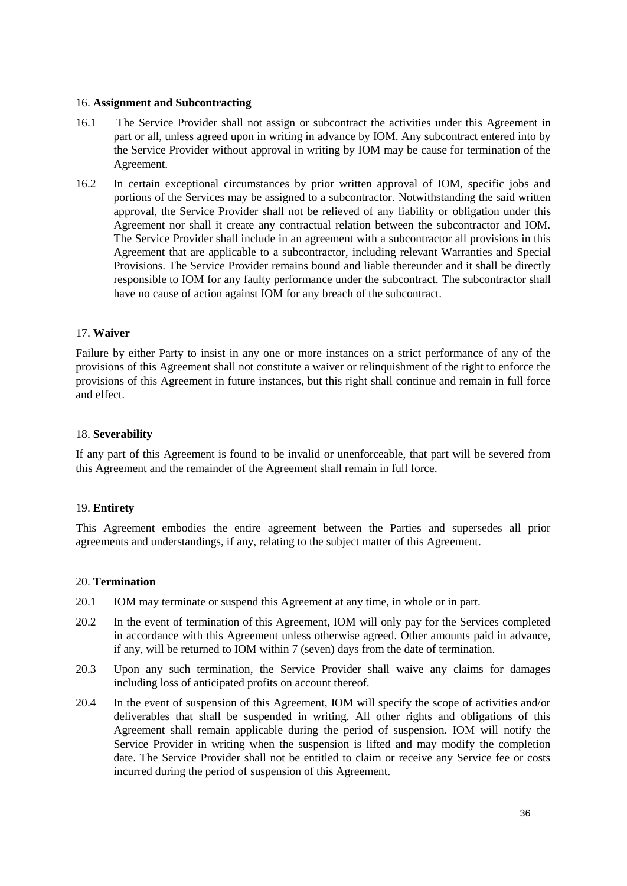16. **Assignment and Subcontracting**

16.1 The Service Provider shall not assign or subcontract the activities under this Agreement in part or all, unless agreed upon in writing in advance by IOM. Any subcontract entered into by the Service Provider without approval in writing by IOM may be cause for termination of the Agreement.

16.2 In certain exceptional circumstances by prior written approval of IOM, specific jobs and portions of the Services may be assigned to a subcontractor. Notwithstanding the said written approval, the Service Provider shall not be relieved of any liability or obligation under this Agreement nor shall it create any contractual relation between the subcontractor and IOM. The Service Provider shall include in an agreement with a subcontractor all provisions in this Agreement that are applicable to a subcontractor, including relevant Warranties and Special Provisions. The Service Provider remains bound and liable thereunder and it shall be directly responsible to IOM for any faulty performance under the subcontract. The subcontractor shall have no cause of action against IOM for any breach of the subcontract.

17. **Waiver**

Failure by either Party to insist in any one or more instances on a strict performance of any of the provisions of this Agreement shall not constitute a waiver or relinquishment of the right to enforce the provisions of this Agreement in future instances, but this right shall continue and remain in full force and effect.

18. **Severability**

If any part of this Agreement is found to be invalid or unenforceable, that part will be severed from this Agreement and the remainder of the Agreement shall remain in full force.

19. **Entirety**

This Agreement embodies the entire agreement between the Parties and supersedes all prior agreements and understandings, if any, relating to the subject matter of this Agreement.

20. **Termination**

20.1 IOM may terminate or suspend this Agreement at any time, in whole or in part.

20.2 In the event of termination of this Agreement, IOM will only pay for the Services completed in accordance with this Agreement unless otherwise agreed. Other amounts paid in advance, if any, will be returned to IOM within 7 (seven) days from the date of termination.

20.3 Upon any such termination, the Service Provider shall waive any claims for damages including loss of anticipated profits on account thereof.

20.4 In the event of suspension of this Agreement, IOM will specify the scope of activities and/or deliverables that shall be suspended in writing. All other rights and obligations of this Agreement shall remain applicable during the period of suspension. IOM will notify the Service Provider in writing when the suspension is lifted and may modify the completion date. The Service Provider shall not be entitled to claim or receive any Service fee or costs incurred during the period of suspension of this Agreement.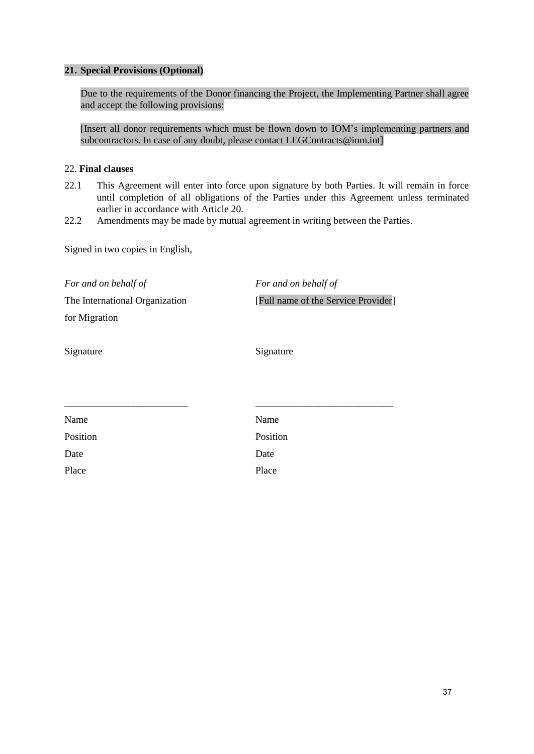**21. Special Provisions (Optional)**

Due to the requirements of the Donor financing the Project, the Implementing Partner shall agree and accept the following provisions:

[Insert all donor requirements which must be flown down to IOM's implementing partners and subcontractors. In case of any doubt, please contact LEGContracts@iom.int]

22. **Final clauses**

22.1 This Agreement will enter into force upon signature by both Parties. It will remain in force until completion of all obligations of the Parties under this Agreement unless terminated earlier in accordance with Article 20.

22.2 Amendments may be made by mutual agreement in writing between the Parties.

Signed in two copies in English,

| | |
|---|---|
| *For and on behalf of* | *For and on behalf of* |
| The International Organization for Migration | [Full name of the Service Provider] |
| Signature | Signature |
| _________________________ | ____________________________ |
| Name | Name |
| Position | Position |
| Date | Date |
| Place | Place |